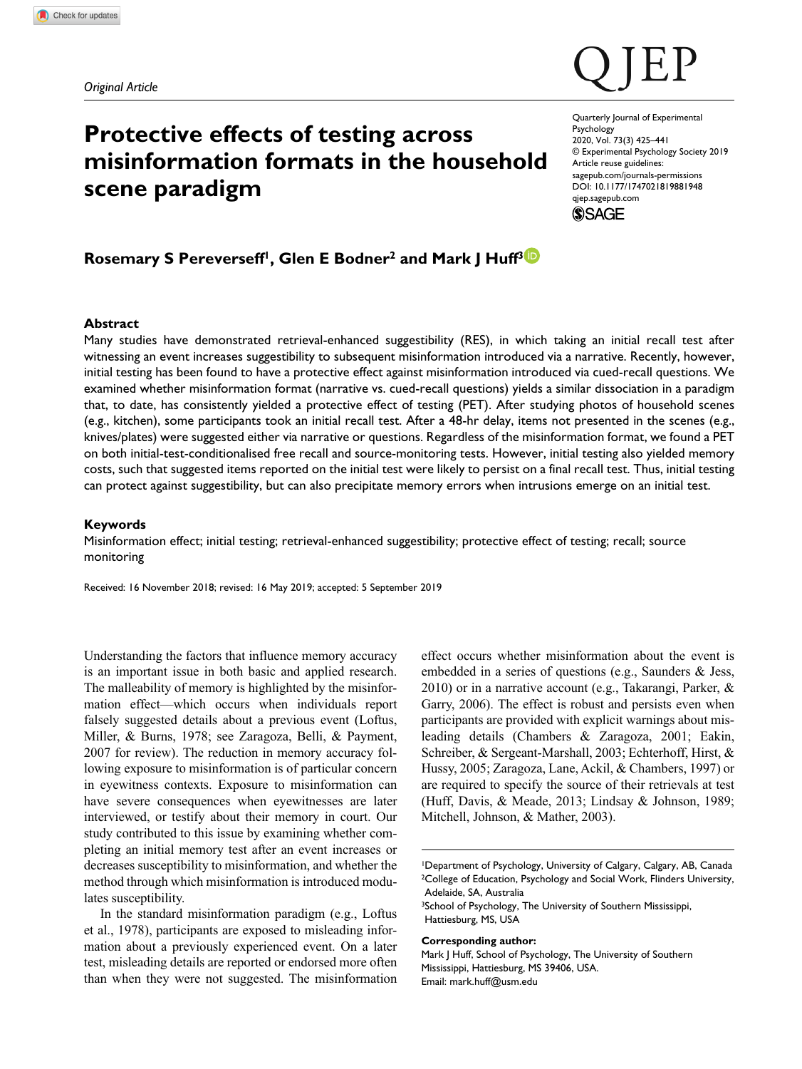*Original Article*

# Protective effects of testing across misinformation formats in the household scene paradigm

**Rosemary S Pereverseff[1], Glen E Bodner[2] and Mark J Huff[3]**

## Abstract

Many studies have demonstrated retrieval-enhanced suggestibility (RES), in which taking an initial recall test after witnessing an event increases suggestibility to subsequent misinformation introduced via a narrative. Recently, however, initial testing has been found to have a protective effect against misinformation introduced via cued-recall questions. We examined whether misinformation format (narrative vs. cued-recall questions) yields a similar dissociation in a paradigm that, to date, has consistently yielded a protective effect of testing (PET). After studying photos of household scenes (e.g., kitchen), some participants took an initial recall test. After a 48-hr delay, items not presented in the scenes (e.g., knives/plates) were suggested either via narrative or questions. Regardless of the misinformation format, we found a PET on both initial-test-conditionalised free recall and source-monitoring tests. However, initial testing also yielded memory costs, such that suggested items reported on the initial test were likely to persist on a final recall test. Thus, initial testing can protect against suggestibility, but can also precipitate memory errors when intrusions emerge on an initial test.

## Keywords

Misinformation effect; initial testing; retrieval-enhanced suggestibility; protective effect of testing; recall; source monitoring

Received: 16 November 2018; revised: 16 May 2019; accepted: 5 September 2019

Understanding the factors that influence memory accuracy is an important issue in both basic and applied research. The malleability of memory is highlighted by the misinformation effect—which occurs when individuals report falsely suggested details about a previous event (Loftus, Miller, & Burns, 1978; see Zaragoza, Belli, & Payment, 2007 for review). The reduction in memory accuracy following exposure to misinformation is of particular concern in eyewitness contexts. Exposure to misinformation can have severe consequences when eyewitnesses are later interviewed, or testify about their memory in court. Our study contributed to this issue by examining whether completing an initial memory test after an event increases or decreases susceptibility to misinformation, and whether the method through which misinformation is introduced modulates susceptibility.

In the standard misinformation paradigm (e.g., Loftus et al., 1978), participants are exposed to misleading information about a previously experienced event. On a later test, misleading details are reported or endorsed more often than when they were not suggested. The misinformation effect occurs whether misinformation about the event is embedded in a series of questions (e.g., Saunders & Jess, 2010) or in a narrative account (e.g., Takarangi, Parker, & Garry, 2006). The effect is robust and persists even when participants are provided with explicit warnings about misleading details (Chambers & Zaragoza, 2001; Eakin, Schreiber, & Sergeant-Marshall, 2003; Echterhoff, Hirst, & Hussy, 2005; Zaragoza, Lane, Ackil, & Chambers, 1997) or are required to specify the source of their retrievals at test (Huff, Davis, & Meade, 2013; Lindsay & Johnson, 1989; Mitchell, Johnson, & Mather, 2003).

[1]Department of Psychology, University of Calgary, Calgary, AB, Canada
[2]College of Education, Psychology and Social Work, Flinders University, Adelaide, SA, Australia
[3]School of Psychology, The University of Southern Mississippi, Hattiesburg, MS, USA

**Corresponding author:**
Mark J Huff, School of Psychology, The University of Southern Mississippi, Hattiesburg, MS 39406, USA.
Email: mark.huff@usm.edu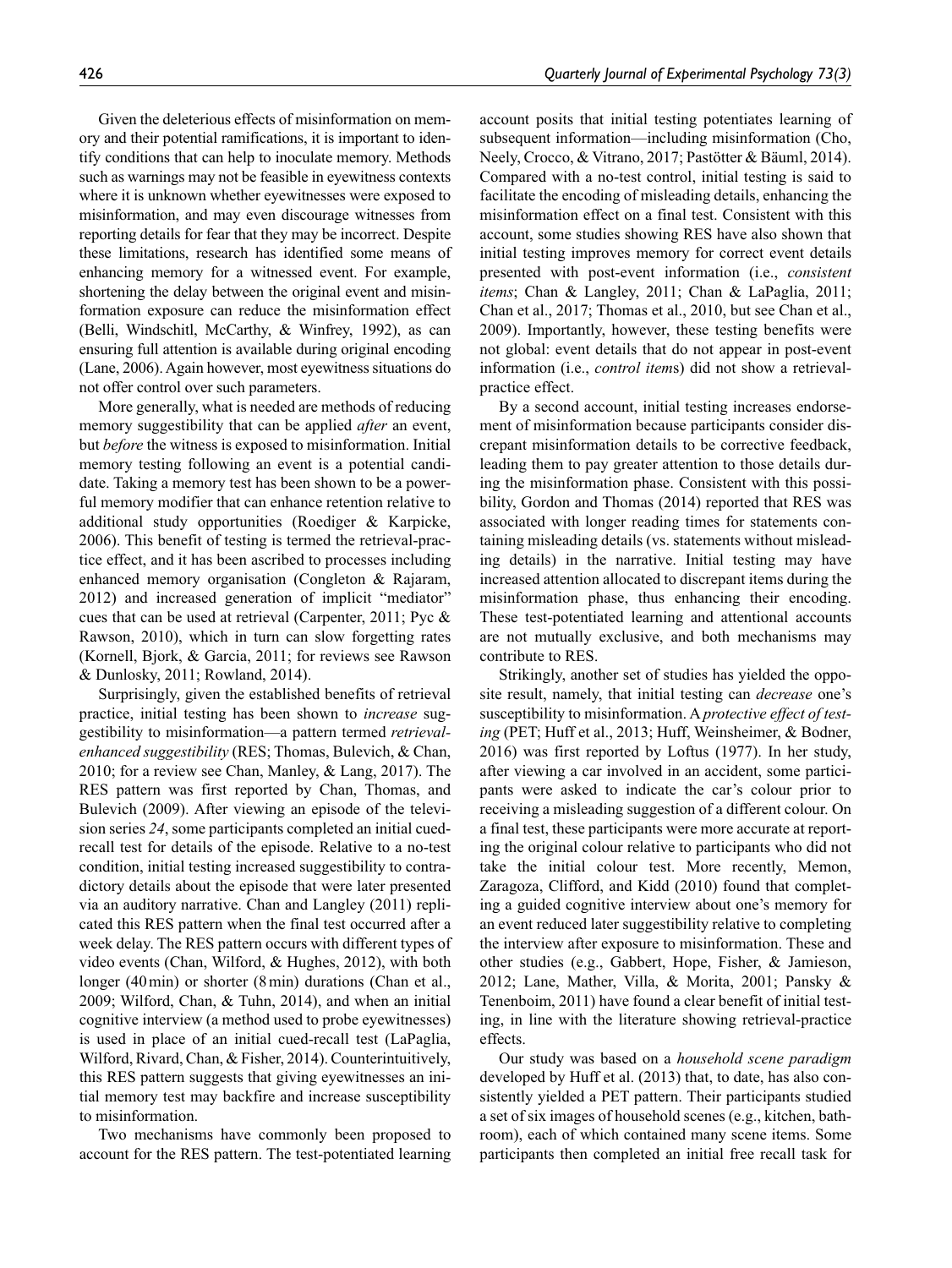Given the deleterious effects of misinformation on memory and their potential ramifications, it is important to identify conditions that can help to inoculate memory. Methods such as warnings may not be feasible in eyewitness contexts where it is unknown whether eyewitnesses were exposed to misinformation, and may even discourage witnesses from reporting details for fear that they may be incorrect. Despite these limitations, research has identified some means of enhancing memory for a witnessed event. For example, shortening the delay between the original event and misinformation exposure can reduce the misinformation effect (Belli, Windschitl, McCarthy, & Winfrey, 1992), as can ensuring full attention is available during original encoding (Lane, 2006). Again however, most eyewitness situations do not offer control over such parameters.

More generally, what is needed are methods of reducing memory suggestibility that can be applied *after* an event, but *before* the witness is exposed to misinformation. Initial memory testing following an event is a potential candidate. Taking a memory test has been shown to be a powerful memory modifier that can enhance retention relative to additional study opportunities (Roediger & Karpicke, 2006). This benefit of testing is termed the retrieval-practice effect, and it has been ascribed to processes including enhanced memory organisation (Congleton & Rajaram, 2012) and increased generation of implicit "mediator" cues that can be used at retrieval (Carpenter, 2011; Pyc & Rawson, 2010), which in turn can slow forgetting rates (Kornell, Bjork, & Garcia, 2011; for reviews see Rawson & Dunlosky, 2011; Rowland, 2014).

Surprisingly, given the established benefits of retrieval practice, initial testing has been shown to *increase* suggestibility to misinformation—a pattern termed *retrieval-enhanced suggestibility* (RES; Thomas, Bulevich, & Chan, 2010; for a review see Chan, Manley, & Lang, 2017). The RES pattern was first reported by Chan, Thomas, and Bulevich (2009). After viewing an episode of the television series *24*, some participants completed an initial cued-recall test for details of the episode. Relative to a no-test condition, initial testing increased suggestibility to contradictory details about the episode that were later presented via an auditory narrative. Chan and Langley (2011) replicated this RES pattern when the final test occurred after a week delay. The RES pattern occurs with different types of video events (Chan, Wilford, & Hughes, 2012), with both longer (40 min) or shorter (8 min) durations (Chan et al., 2009; Wilford, Chan, & Tuhn, 2014), and when an initial cognitive interview (a method used to probe eyewitnesses) is used in place of an initial cued-recall test (LaPaglia, Wilford, Rivard, Chan, & Fisher, 2014). Counterintuitively, this RES pattern suggests that giving eyewitnesses an initial memory test may backfire and increase susceptibility to misinformation.

Two mechanisms have commonly been proposed to account for the RES pattern. The test-potentiated learning account posits that initial testing potentiates learning of subsequent information—including misinformation (Cho, Neely, Crocco, & Vitrano, 2017; Pastötter & Bäuml, 2014). Compared with a no-test control, initial testing is said to facilitate the encoding of misleading details, enhancing the misinformation effect on a final test. Consistent with this account, some studies showing RES have also shown that initial testing improves memory for correct event details presented with post-event information (i.e., *consistent items*; Chan & Langley, 2011; Chan & LaPaglia, 2011; Chan et al., 2017; Thomas et al., 2010, but see Chan et al., 2009). Importantly, however, these testing benefits were not global: event details that do not appear in post-event information (i.e., *control item*s) did not show a retrieval-practice effect.

By a second account, initial testing increases endorsement of misinformation because participants consider discrepant misinformation details to be corrective feedback, leading them to pay greater attention to those details during the misinformation phase. Consistent with this possibility, Gordon and Thomas (2014) reported that RES was associated with longer reading times for statements containing misleading details (vs. statements without misleading details) in the narrative. Initial testing may have increased attention allocated to discrepant items during the misinformation phase, thus enhancing their encoding. These test-potentiated learning and attentional accounts are not mutually exclusive, and both mechanisms may contribute to RES.

Strikingly, another set of studies has yielded the opposite result, namely, that initial testing can *decrease* one's susceptibility to misinformation. A *protective effect of testing* (PET; Huff et al., 2013; Huff, Weinsheimer, & Bodner, 2016) was first reported by Loftus (1977). In her study, after viewing a car involved in an accident, some participants were asked to indicate the car's colour prior to receiving a misleading suggestion of a different colour. On a final test, these participants were more accurate at reporting the original colour relative to participants who did not take the initial colour test. More recently, Memon, Zaragoza, Clifford, and Kidd (2010) found that completing a guided cognitive interview about one's memory for an event reduced later suggestibility relative to completing the interview after exposure to misinformation. These and other studies (e.g., Gabbert, Hope, Fisher, & Jamieson, 2012; Lane, Mather, Villa, & Morita, 2001; Pansky & Tenenboim, 2011) have found a clear benefit of initial testing, in line with the literature showing retrieval-practice effects.

Our study was based on a *household scene paradigm* developed by Huff et al. (2013) that, to date, has also consistently yielded a PET pattern. Their participants studied a set of six images of household scenes (e.g., kitchen, bathroom), each of which contained many scene items. Some participants then completed an initial free recall task for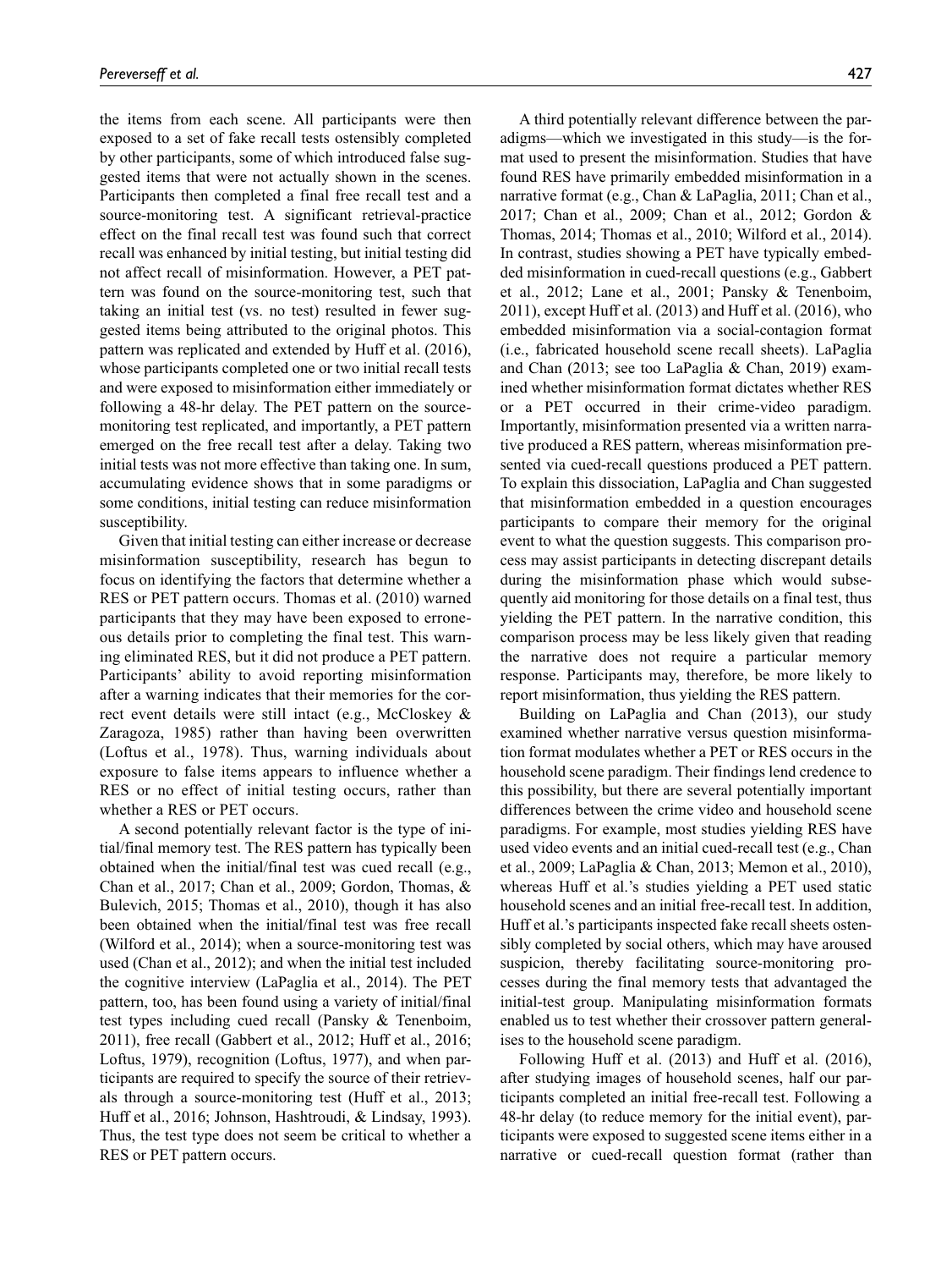the items from each scene. All participants were then exposed to a set of fake recall tests ostensibly completed by other participants, some of which introduced false suggested items that were not actually shown in the scenes. Participants then completed a final free recall test and a source-monitoring test. A significant retrieval-practice effect on the final recall test was found such that correct recall was enhanced by initial testing, but initial testing did not affect recall of misinformation. However, a PET pattern was found on the source-monitoring test, such that taking an initial test (vs. no test) resulted in fewer suggested items being attributed to the original photos. This pattern was replicated and extended by Huff et al. (2016), whose participants completed one or two initial recall tests and were exposed to misinformation either immediately or following a 48-hr delay. The PET pattern on the source-monitoring test replicated, and importantly, a PET pattern emerged on the free recall test after a delay. Taking two initial tests was not more effective than taking one. In sum, accumulating evidence shows that in some paradigms or some conditions, initial testing can reduce misinformation susceptibility.

Given that initial testing can either increase or decrease misinformation susceptibility, research has begun to focus on identifying the factors that determine whether a RES or PET pattern occurs. Thomas et al. (2010) warned participants that they may have been exposed to erroneous details prior to completing the final test. This warning eliminated RES, but it did not produce a PET pattern. Participants' ability to avoid reporting misinformation after a warning indicates that their memories for the correct event details were still intact (e.g., McCloskey & Zaragoza, 1985) rather than having been overwritten (Loftus et al., 1978). Thus, warning individuals about exposure to false items appears to influence whether a RES or no effect of initial testing occurs, rather than whether a RES or PET occurs.

A second potentially relevant factor is the type of initial/final memory test. The RES pattern has typically been obtained when the initial/final test was cued recall (e.g., Chan et al., 2017; Chan et al., 2009; Gordon, Thomas, & Bulevich, 2015; Thomas et al., 2010), though it has also been obtained when the initial/final test was free recall (Wilford et al., 2014); when a source-monitoring test was used (Chan et al., 2012); and when the initial test included the cognitive interview (LaPaglia et al., 2014). The PET pattern, too, has been found using a variety of initial/final test types including cued recall (Pansky & Tenenboim, 2011), free recall (Gabbert et al., 2012; Huff et al., 2016; Loftus, 1979), recognition (Loftus, 1977), and when participants are required to specify the source of their retrievals through a source-monitoring test (Huff et al., 2013; Huff et al., 2016; Johnson, Hashtroudi, & Lindsay, 1993). Thus, the test type does not seem be critical to whether a RES or PET pattern occurs.

A third potentially relevant difference between the paradigms—which we investigated in this study—is the format used to present the misinformation. Studies that have found RES have primarily embedded misinformation in a narrative format (e.g., Chan & LaPaglia, 2011; Chan et al., 2017; Chan et al., 2009; Chan et al., 2012; Gordon & Thomas, 2014; Thomas et al., 2010; Wilford et al., 2014). In contrast, studies showing a PET have typically embedded misinformation in cued-recall questions (e.g., Gabbert et al., 2012; Lane et al., 2001; Pansky & Tenenboim, 2011), except Huff et al. (2013) and Huff et al. (2016), who embedded misinformation via a social-contagion format (i.e., fabricated household scene recall sheets). LaPaglia and Chan (2013; see too LaPaglia & Chan, 2019) examined whether misinformation format dictates whether RES or a PET occurred in their crime-video paradigm. Importantly, misinformation presented via a written narrative produced a RES pattern, whereas misinformation presented via cued-recall questions produced a PET pattern. To explain this dissociation, LaPaglia and Chan suggested that misinformation embedded in a question encourages participants to compare their memory for the original event to what the question suggests. This comparison process may assist participants in detecting discrepant details during the misinformation phase which would subsequently aid monitoring for those details on a final test, thus yielding the PET pattern. In the narrative condition, this comparison process may be less likely given that reading the narrative does not require a particular memory response. Participants may, therefore, be more likely to report misinformation, thus yielding the RES pattern.

Building on LaPaglia and Chan (2013), our study examined whether narrative versus question misinformation format modulates whether a PET or RES occurs in the household scene paradigm. Their findings lend credence to this possibility, but there are several potentially important differences between the crime video and household scene paradigms. For example, most studies yielding RES have used video events and an initial cued-recall test (e.g., Chan et al., 2009; LaPaglia & Chan, 2013; Memon et al., 2010), whereas Huff et al.'s studies yielding a PET used static household scenes and an initial free-recall test. In addition, Huff et al.'s participants inspected fake recall sheets ostensibly completed by social others, which may have aroused suspicion, thereby facilitating source-monitoring processes during the final memory tests that advantaged the initial-test group. Manipulating misinformation formats enabled us to test whether their crossover pattern generalises to the household scene paradigm.

Following Huff et al. (2013) and Huff et al. (2016), after studying images of household scenes, half our participants completed an initial free-recall test. Following a 48-hr delay (to reduce memory for the initial event), participants were exposed to suggested scene items either in a narrative or cued-recall question format (rather than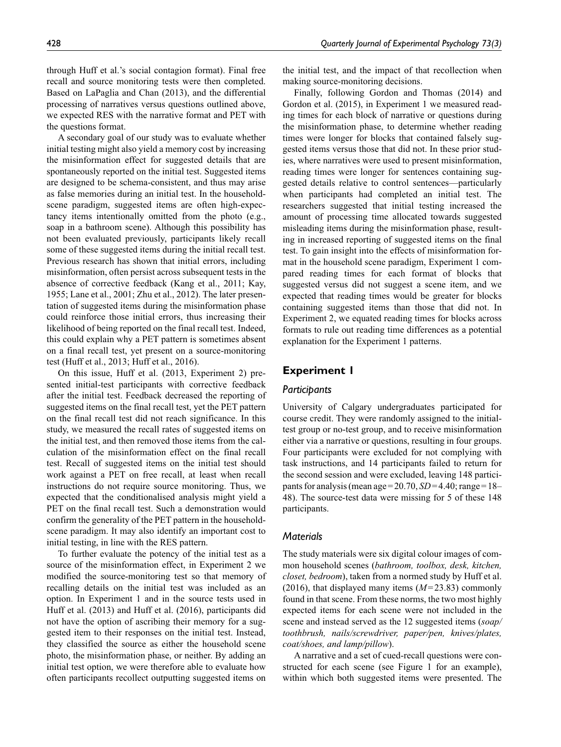through Huff et al.'s social contagion format). Final free recall and source monitoring tests were then completed. Based on LaPaglia and Chan (2013), and the differential processing of narratives versus questions outlined above, we expected RES with the narrative format and PET with the questions format.

A secondary goal of our study was to evaluate whether initial testing might also yield a memory cost by increasing the misinformation effect for suggested details that are spontaneously reported on the initial test. Suggested items are designed to be schema-consistent, and thus may arise as false memories during an initial test. In the household-scene paradigm, suggested items are often high-expectancy items intentionally omitted from the photo (e.g., soap in a bathroom scene). Although this possibility has not been evaluated previously, participants likely recall some of these suggested items during the initial recall test. Previous research has shown that initial errors, including misinformation, often persist across subsequent tests in the absence of corrective feedback (Kang et al., 2011; Kay, 1955; Lane et al., 2001; Zhu et al., 2012). The later presentation of suggested items during the misinformation phase could reinforce those initial errors, thus increasing their likelihood of being reported on the final recall test. Indeed, this could explain why a PET pattern is sometimes absent on a final recall test, yet present on a source-monitoring test (Huff et al., 2013; Huff et al., 2016).

On this issue, Huff et al. (2013, Experiment 2) presented initial-test participants with corrective feedback after the initial test. Feedback decreased the reporting of suggested items on the final recall test, yet the PET pattern on the final recall test did not reach significance. In this study, we measured the recall rates of suggested items on the initial test, and then removed those items from the calculation of the misinformation effect on the final recall test. Recall of suggested items on the initial test should work against a PET on free recall, at least when recall instructions do not require source monitoring. Thus, we expected that the conditionalised analysis might yield a PET on the final recall test. Such a demonstration would confirm the generality of the PET pattern in the household-scene paradigm. It may also identify an important cost to initial testing, in line with the RES pattern.

To further evaluate the potency of the initial test as a source of the misinformation effect, in Experiment 2 we modified the source-monitoring test so that memory of recalling details on the initial test was included as an option. In Experiment 1 and in the source tests used in Huff et al. (2013) and Huff et al. (2016), participants did not have the option of ascribing their memory for a suggested item to their responses on the initial test. Instead, they classified the source as either the household scene photo, the misinformation phase, or neither. By adding an initial test option, we were therefore able to evaluate how often participants recollect outputting suggested items on the initial test, and the impact of that recollection when making source-monitoring decisions.

Finally, following Gordon and Thomas (2014) and Gordon et al. (2015), in Experiment 1 we measured reading times for each block of narrative or questions during the misinformation phase, to determine whether reading times were longer for blocks that contained falsely suggested items versus those that did not. In these prior studies, where narratives were used to present misinformation, reading times were longer for sentences containing suggested details relative to control sentences—particularly when participants had completed an initial test. The researchers suggested that initial testing increased the amount of processing time allocated towards suggested misleading items during the misinformation phase, resulting in increased reporting of suggested items on the final test. To gain insight into the effects of misinformation format in the household scene paradigm, Experiment 1 compared reading times for each format of blocks that suggested versus did not suggest a scene item, and we expected that reading times would be greater for blocks containing suggested items than those that did not. In Experiment 2, we equated reading times for blocks across formats to rule out reading time differences as a potential explanation for the Experiment 1 patterns.

## Experiment 1

### Participants

University of Calgary undergraduates participated for course credit. They were randomly assigned to the initial-test group or no-test group, and to receive misinformation either via a narrative or questions, resulting in four groups. Four participants were excluded for not complying with task instructions, and 14 participants failed to return for the second session and were excluded, leaving 148 participants for analysis (mean age = 20.70, $SD$ = 4.40; range = 18–48). The source-test data were missing for 5 of these 148 participants.

### Materials

The study materials were six digital colour images of common household scenes (*bathroom, toolbox, desk, kitchen, closet, bedroom*), taken from a normed study by Huff et al. (2016), that displayed many items ($M$ = 23.83) commonly found in that scene. From these norms, the two most highly expected items for each scene were not included in the scene and instead served as the 12 suggested items (*soap/toothbrush, nails/screwdriver, paper/pen, knives/plates, coat/shoes, and lamp/pillow*).

A narrative and a set of cued-recall questions were constructed for each scene (see Figure 1 for an example), within which both suggested items were presented. The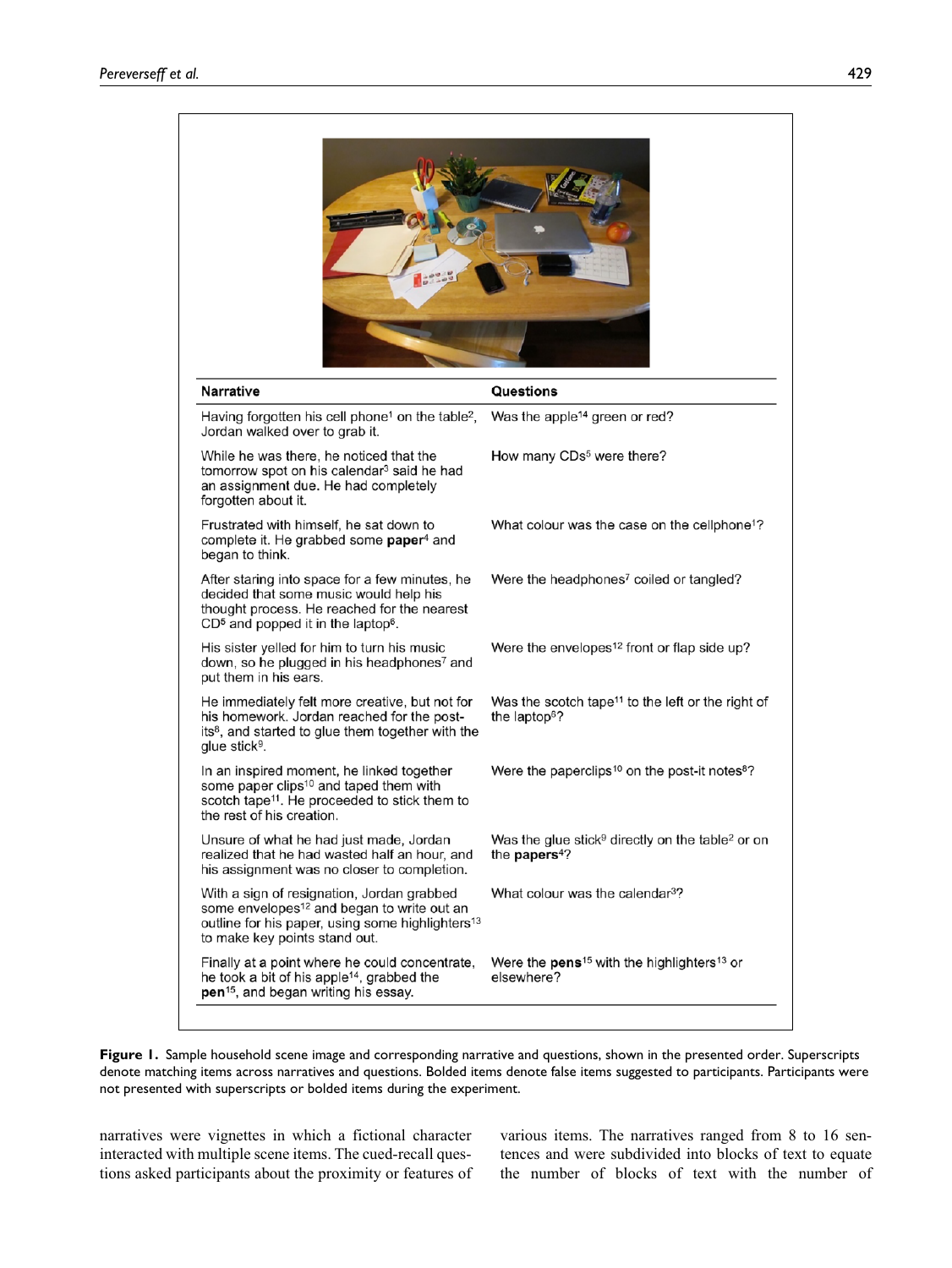| Narrative | Questions |
|---|---|
| Having forgotten his cell phone[1] on the table[2], Jordan walked over to grab it. | Was the apple[14] green or red? |
| While he was there, he noticed that the tomorrow spot on his calendar[3] said he had an assignment due. He had completely forgotten about it. | How many CDs[5] were there? |
| Frustrated with himself, he sat down to complete it. He grabbed some **paper**[4] and began to think. | What colour was the case on the cellphone[1]? |
| After staring into space for a few minutes, he decided that some music would help his thought process. He reached for the nearest CD[5] and popped it in the laptop[6]. | Were the headphones[7] coiled or tangled? |
| His sister yelled for him to turn his music down, so he plugged in his headphones[7] and put them in his ears. | Were the envelopes[12] front or flap side up? |
| He immediately felt more creative, but not for his homework. Jordan reached for the post-its[8], and started to glue them together with the glue stick[9]. | Was the scotch tape[11] to the left or the right of the laptop[6]? |
| In an inspired moment, he linked together some paper clips[10] and taped them with scotch tape[11]. He proceeded to stick them to the rest of his creation. | Were the paperclips[10] on the post-it notes[8]? |
| Unsure of what he had just made, Jordan realized that he had wasted half an hour, and his assignment was no closer to completion. | Was the glue stick[9] directly on the table[2] or on the **papers**[4]? |
| With a sign of resignation, Jordan grabbed some envelopes[12] and began to write out an outline for his paper, using some highlighters[13] to make key points stand out. | What colour was the calendar[3]? |
| Finally at a point where he could concentrate, he took a bit of his apple[14], grabbed the **pen**[15], and began writing his essay. | Were the **pens**[15] with the highlighters[13] or elsewhere? |

**Figure 1.** Sample household scene image and corresponding narrative and questions, shown in the presented order. Superscripts denote matching items across narratives and questions. Bolded items denote false items suggested to participants. Participants were not presented with superscripts or bolded items during the experiment.

narratives were vignettes in which a fictional character interacted with multiple scene items. The cued-recall questions asked participants about the proximity or features of various items. The narratives ranged from 8 to 16 sentences and were subdivided into blocks of text to equate the number of blocks of text with the number of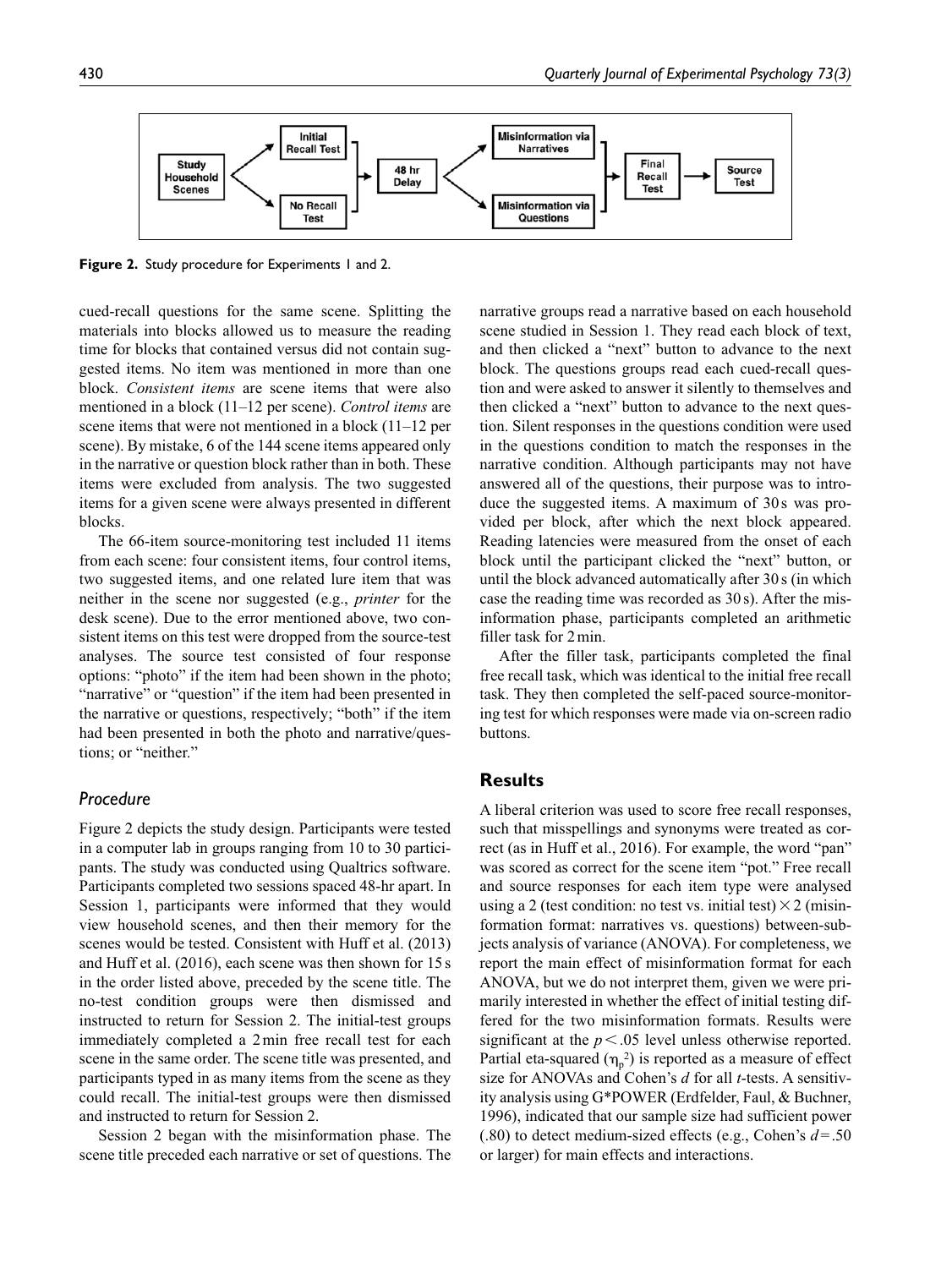Figure 2. Study procedure for Experiments 1 and 2.

cued-recall questions for the same scene. Splitting the materials into blocks allowed us to measure the reading time for blocks that contained versus did not contain suggested items. No item was mentioned in more than one block. *Consistent items* are scene items that were also mentioned in a block (11–12 per scene). *Control items* are scene items that were not mentioned in a block (11–12 per scene). By mistake, 6 of the 144 scene items appeared only in the narrative or question block rather than in both. These items were excluded from analysis. The two suggested items for a given scene were always presented in different blocks.

The 66-item source-monitoring test included 11 items from each scene: four consistent items, four control items, two suggested items, and one related lure item that was neither in the scene nor suggested (e.g., *printer* for the desk scene). Due to the error mentioned above, two consistent items on this test were dropped from the source-test analyses. The source test consisted of four response options: "photo" if the item had been shown in the photo; "narrative" or "question" if the item had been presented in the narrative or questions, respectively; "both" if the item had been presented in both the photo and narrative/questions; or "neither."

### Procedure

Figure 2 depicts the study design. Participants were tested in a computer lab in groups ranging from 10 to 30 participants. The study was conducted using Qualtrics software. Participants completed two sessions spaced 48-hr apart. In Session 1, participants were informed that they would view household scenes, and then their memory for the scenes would be tested. Consistent with Huff et al. (2013) and Huff et al. (2016), each scene was then shown for 15 s in the order listed above, preceded by the scene title. The no-test condition groups were then dismissed and instructed to return for Session 2. The initial-test groups immediately completed a 2 min free recall test for each scene in the same order. The scene title was presented, and participants typed in as many items from the scene as they could recall. The initial-test groups were then dismissed and instructed to return for Session 2.

Session 2 began with the misinformation phase. The scene title preceded each narrative or set of questions. The narrative groups read a narrative based on each household scene studied in Session 1. They read each block of text, and then clicked a "next" button to advance to the next block. The questions groups read each cued-recall question and were asked to answer it silently to themselves and then clicked a "next" button to advance to the next question. Silent responses in the questions condition were used in the questions condition to match the responses in the narrative condition. Although participants may not have answered all of the questions, their purpose was to introduce the suggested items. A maximum of 30 s was provided per block, after which the next block appeared. Reading latencies were measured from the onset of each block until the participant clicked the "next" button, or until the block advanced automatically after 30 s (in which case the reading time was recorded as 30 s). After the misinformation phase, participants completed an arithmetic filler task for 2 min.

After the filler task, participants completed the final free recall task, which was identical to the initial free recall task. They then completed the self-paced source-monitoring test for which responses were made via on-screen radio buttons.

## Results

A liberal criterion was used to score free recall responses, such that misspellings and synonyms were treated as correct (as in Huff et al., 2016). For example, the word "pan" was scored as correct for the scene item "pot." Free recall and source responses for each item type were analysed using a 2 (test condition: no test vs. initial test) × 2 (misinformation format: narratives vs. questions) between-subjects analysis of variance (ANOVA). For completeness, we report the main effect of misinformation format for each ANOVA, but we do not interpret them, given we were primarily interested in whether the effect of initial testing differed for the two misinformation formats. Results were significant at the $p < .05$ level unless otherwise reported. Partial eta-squared ($\eta_p^2$) is reported as a measure of effect size for ANOVAs and Cohen's $d$ for all $t$-tests. A sensitivity analysis using G*POWER (Erdfelder, Faul, & Buchner, 1996), indicated that our sample size had sufficient power (.80) to detect medium-sized effects (e.g., Cohen's $d = .50$ or larger) for main effects and interactions.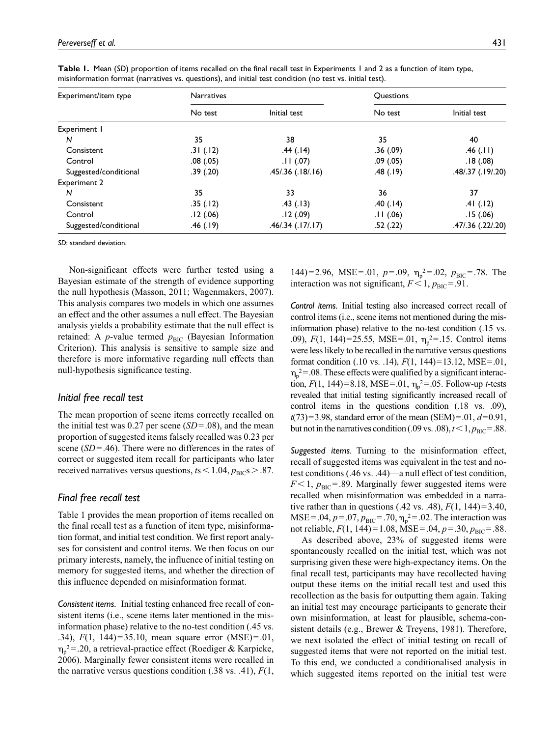**Table 1.** Mean (*SD*) proportion of items recalled on the final recall test in Experiments 1 and 2 as a function of item type, misinformation format (narratives vs. questions), and initial test condition (no test vs. initial test).

| Experiment/item type | Narratives | | Questions | |
|---|---|---|---|---|
| | No test | Initial test | No test | Initial test |
| Experiment 1 | | | | |
| *N* | 35 | 38 | 35 | 40 |
| Consistent | .31 (.12) | .44 (.14) | .36 (.09) | .46 (.11) |
| Control | .08 (.05) | .11 (.07) | .09 (.05) | .18 (.08) |
| Suggested/conditional | .39 (.20) | .45/.36 (.18/.16) | .48 (.19) | .48/.37 (.19/.20) |
| Experiment 2 | | | | |
| *N* | 35 | 33 | 36 | 37 |
| Consistent | .35 (.12) | .43 (.13) | .40 (.14) | .41 (.12) |
| Control | .12 (.06) | .12 (.09) | .11 (.06) | .15 (.06) |
| Suggested/conditional | .46 (.19) | .46/.34 (.17/.17) | .52 (.22) | .47/.36 (.22/.20) |

*SD*: standard deviation.

Non-significant effects were further tested using a Bayesian estimate of the strength of evidence supporting the null hypothesis (Masson, 2011; Wagenmakers, 2007). This analysis compares two models in which one assumes an effect and the other assumes a null effect. The Bayesian analysis yields a probability estimate that the null effect is retained: A *p*-value termed $p_{BIC}$ (Bayesian Information Criterion). This analysis is sensitive to sample size and therefore is more informative regarding null effects than null-hypothesis significance testing.

### Initial free recall test

The mean proportion of scene items correctly recalled on the initial test was 0.27 per scene ($SD = .08$), and the mean proportion of suggested items falsely recalled was 0.23 per scene ($SD = .46$). There were no differences in the rates of correct or suggested item recall for participants who later received narratives versus questions, $ts < 1.04$, $p_{BIC}s > .87$.

### Final free recall test

Table 1 provides the mean proportion of items recalled on the final recall test as a function of item type, misinformation format, and initial test condition. We first report analyses for consistent and control items. We then focus on our primary interests, namely, the influence of initial testing on memory for suggested items, and whether the direction of this influence depended on misinformation format.

*Consistent items.* Initial testing enhanced free recall of consistent items (i.e., scene items later mentioned in the misinformation phase) relative to the no-test condition (.45 vs. .34), $F(1, 144) = 35.10$, mean square error (MSE) = .01, $\eta_p^2 = .20$, a retrieval-practice effect (Roediger & Karpicke, 2006). Marginally fewer consistent items were recalled in the narrative versus questions condition (.38 vs. .41), $F(1, 144) = 2.96$, MSE = .01, $p = .09$, $\eta_p^2 = .02$, $p_{BIC} = .78$. The interaction was not significant, $F < 1$, $p_{BIC} = .91$.

*Control items.* Initial testing also increased correct recall of control items (i.e., scene items not mentioned during the misinformation phase) relative to the no-test condition (.15 vs. .09), $F(1, 144) = 25.55$, MSE = .01, $\eta_p^2 = .15$. Control items were less likely to be recalled in the narrative versus questions format condition (.10 vs. .14), $F(1, 144) = 13.12$, MSE = .01, $\eta_p^2 = .08$. These effects were qualified by a significant interaction, $F(1, 144) = 8.18$, MSE = .01, $\eta_p^2 = .05$. Follow-up *t*-tests revealed that initial testing significantly increased recall of control items in the questions condition (.18 vs. .09), $t(73) = 3.98$, standard error of the mean (SEM) = .01, $d = 0.91$, but not in the narratives condition (.09 vs. .08), $t < 1$, $p_{BIC} = .88$.

*Suggested items.* Turning to the misinformation effect, recall of suggested items was equivalent in the test and no-test conditions (.46 vs. .44)—a null effect of test condition, $F < 1$, $p_{BIC} = .89$. Marginally fewer suggested items were recalled when misinformation was embedded in a narrative rather than in questions (.42 vs. .48), $F(1, 144) = 3.40$, MSE = .04, $p = .07$, $p_{BIC} = .70$, $\eta_p^2 = .02$. The interaction was not reliable, $F(1, 144) = 1.08$, MSE = .04, $p = .30$, $p_{BIC} = .88$.

As described above, 23% of suggested items were spontaneously recalled on the initial test, which was not surprising given these were high-expectancy items. On the final recall test, participants may have recollected having output these items on the initial recall test and used this recollection as the basis for outputting them again. Taking an initial test may encourage participants to generate their own misinformation, at least for plausible, schema-consistent details (e.g., Brewer & Treyens, 1981). Therefore, we next isolated the effect of initial testing on recall of suggested items that were not reported on the initial test. To this end, we conducted a conditionalised analysis in which suggested items reported on the initial test were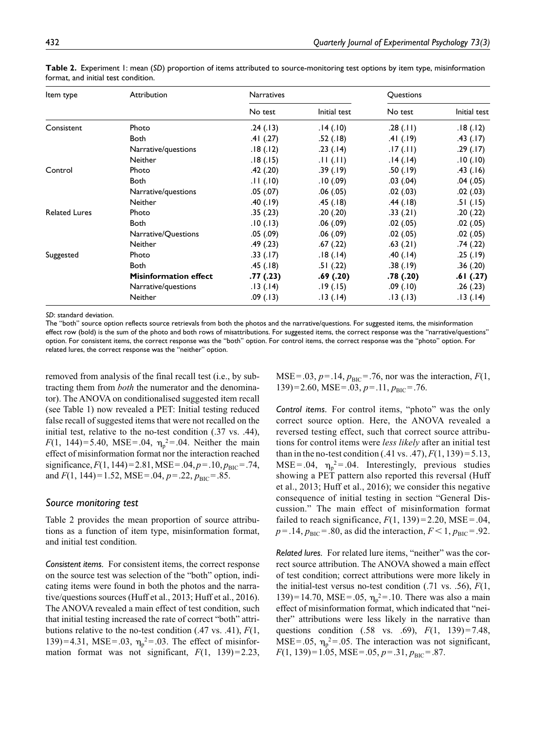**Table 2.** Experiment 1: mean (*SD*) proportion of items attributed to source-monitoring test options by item type, misinformation format, and initial test condition.

| Item type | Attribution | Narratives | | Questions | |
|---|---|---|---|---|---|
| | | No test | Initial test | No test | Initial test |
| Consistent | Photo | .24 (.13) | .14 (.10) | .28 (.11) | .18 (.12) |
| | Both | .41 (.27) | .52 (.18) | .41 (.19) | .43 (.17) |
| | Narrative/questions | .18 (.12) | .23 (.14) | .17 (.11) | .29 (.17) |
| | Neither | .18 (.15) | .11 (.11) | .14 (.14) | .10 (.10) |
| Control | Photo | .42 (.20) | .39 (.19) | .50 (.19) | .43 (.16) |
| | Both | .11 (.10) | .10 (.09) | .03 (.04) | .04 (.05) |
| | Narrative/questions | .05 (.07) | .06 (.05) | .02 (.03) | .02 (.03) |
| | Neither | .40 (.19) | .45 (.18) | .44 (.18) | .51 (.15) |
| Related Lures | Photo | .35 (.23) | .20 (.20) | .33 (.21) | .20 (.22) |
| | Both | .10 (.13) | .06 (.09) | .02 (.05) | .02 (.05) |
| | Narrative/Questions | .05 (.09) | .06 (.09) | .02 (.05) | .02 (.05) |
| | Neither | .49 (.23) | .67 (.22) | .63 (.21) | .74 (.22) |
| Suggested | Photo | .33 (.17) | .18 (.14) | .40 (.14) | .25 (.19) |
| | Both | .45 (.18) | .51 (.22) | .38 (.19) | .36 (.20) |
| | **Misinformation effect** | **.77 (.23)** | **.69 (.20)** | **.78 (.20)** | **.61 (.27)** |
| | Narrative/questions | .13 (.14) | .19 (.15) | .09 (.10) | .26 (.23) |
| | Neither | .09 (.13) | .13 (.14) | .13 (.13) | .13 (.14) |

*SD*: standard deviation.
The "both" source option reflects source retrievals from both the photos and the narrative/questions. For suggested items, the misinformation effect row (bold) is the sum of the photo and both rows of misattributions. For suggested items, the correct response was the "narrative/questions" option. For consistent items, the correct response was the "both" option. For control items, the correct response was the "photo" option. For related lures, the correct response was the "neither" option.

removed from analysis of the final recall test (i.e., by subtracting them from *both* the numerator and the denominator). The ANOVA on conditionalised suggested item recall (see Table 1) now revealed a PET: Initial testing reduced false recall of suggested items that were not recalled on the initial test, relative to the no-test condition (.37 vs. .44), $F(1, 144)=5.40$, $MSE=.04$, $\eta_p^2=.04$. Neither the main effect of misinformation format nor the interaction reached significance, $F(1, 144)=2.81$, $MSE=.04$, $p=.10$, $p_{BIC}=.74$, and $F(1, 144)=1.52$, $MSE=.04$, $p=.22$, $p_{BIC}=.85$.

## Source monitoring test

Table 2 provides the mean proportion of source attributions as a function of item type, misinformation format, and initial test condition.

*Consistent items.* For consistent items, the correct response on the source test was selection of the "both" option, indicating items were found in both the photos and the narrative/questions sources (Huff et al., 2013; Huff et al., 2016). The ANOVA revealed a main effect of test condition, such that initial testing increased the rate of correct "both" attributions relative to the no-test condition (.47 vs. .41), $F(1, 139)=4.31$, $MSE=.03$, $\eta_p^2=.03$. The effect of misinformation format was not significant, $F(1, 139)=2.23$, $MSE=.03$, $p=.14$, $p_{BIC}=.76$, nor was the interaction, $F(1, 139)=2.60$, $MSE=.03$, $p=.11$, $p_{BIC}=.76$.

*Control items.* For control items, "photo" was the only correct source option. Here, the ANOVA revealed a reversed testing effect, such that correct source attributions for control items were *less likely* after an initial test than in the no-test condition (.41 vs. .47), $F(1, 139)=5.13$, $MSE=.04$, $\eta_p^2=.04$. Interestingly, previous studies showing a PET pattern also reported this reversal (Huff et al., 2013; Huff et al., 2016); we consider this negative consequence of initial testing in section "General Discussion." The main effect of misinformation format failed to reach significance, $F(1, 139)=2.20$, $MSE=.04$, $p=.14$, $p_{BIC}=.80$, as did the interaction, $F<1$, $p_{BIC}=.92$.

*Related lures.* For related lure items, "neither" was the correct source attribution. The ANOVA showed a main effect of test condition; correct attributions were more likely in the initial-test versus no-test condition (.71 vs. .56), $F(1, 139)=14.70$, $MSE=.05$, $\eta_p^2=.10$. There was also a main effect of misinformation format, which indicated that "neither" attributions were less likely in the narrative than questions condition (.58 vs. .69), $F(1, 139)=7.48$, $MSE=.05$, $\eta_p^2=.05$. The interaction was not significant, $F(1, 139)=1.05$, $MSE=.05$, $p=.31$, $p_{BIC}=.87$.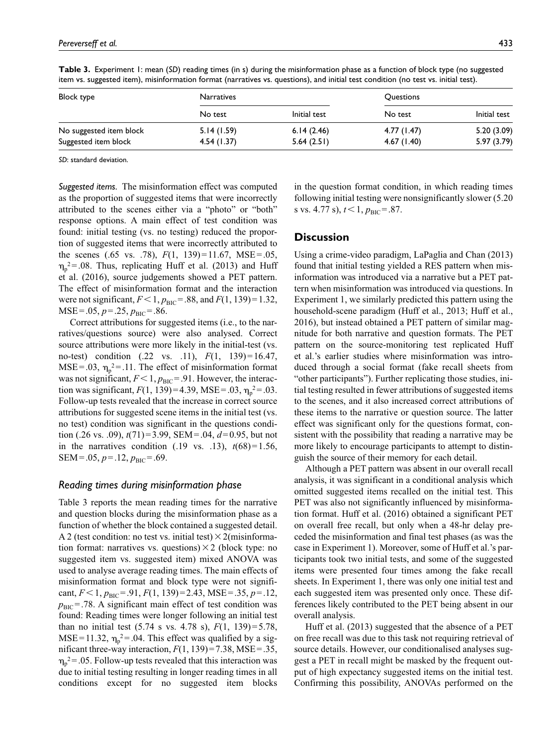**Table 3.** Experiment 1: mean (*SD*) reading times (in s) during the misinformation phase as a function of block type (no suggested item vs. suggested item), misinformation format (narratives vs. questions), and initial test condition (no test vs. initial test).

| Block type | Narratives | | Questions | |
|---|---|---|---|---|
| | No test | Initial test | No test | Initial test |
| No suggested item block | 5.14 (1.59) | 6.14 (2.46) | 4.77 (1.47) | 5.20 (3.09) |
| Suggested item block | 4.54 (1.37) | 5.64 (2.51) | 4.67 (1.40) | 5.97 (3.79) |

*SD*: standard deviation.

*Suggested items.* The misinformation effect was computed as the proportion of suggested items that were incorrectly attributed to the scenes either via a "photo" or "both" response options. A main effect of test condition was found: initial testing (vs. no testing) reduced the proportion of suggested items that were incorrectly attributed to the scenes (.65 vs. .78), $F(1, 139)=11.67$, MSE=.05, $\eta_p^2=.08$. Thus, replicating Huff et al. (2013) and Huff et al. (2016), source judgements showed a PET pattern. The effect of misinformation format and the interaction were not significant, $F<1$, $p_{BIC}=.88$, and $F(1, 139)=1.32$, MSE=.05, $p=.25$, $p_{BIC}=.86$.

Correct attributions for suggested items (i.e., to the narratives/questions source) were also analysed. Correct source attributions were more likely in the initial-test (vs. no-test) condition (.22 vs. .11), $F(1, 139)=16.47$, MSE=.03, $\eta_p^2=.11$. The effect of misinformation format was not significant, $F<1$, $p_{BIC}=.91$. However, the interaction was significant, $F(1, 139)=4.39$, MSE=.03, $\eta_p^2=.03$. Follow-up tests revealed that the increase in correct source attributions for suggested scene items in the initial test (vs. no test) condition was significant in the questions condition (.26 vs. .09), $t(71)=3.99$, SEM=.04, $d=0.95$, but not in the narratives condition (.19 vs. .13), $t(68)=1.56$, SEM=.05, $p=.12$, $p_{BIC}=.69$.

### Reading times during misinformation phase

Table 3 reports the mean reading times for the narrative and question blocks during the misinformation phase as a function of whether the block contained a suggested detail. A 2 (test condition: no test vs. initial test) × 2(misinformation format: narratives vs. questions) × 2 (block type: no suggested item vs. suggested item) mixed ANOVA was used to analyse average reading times. The main effects of misinformation format and block type were not significant, $F<1$, $p_{BIC}=.91$, $F(1, 139)=2.43$, MSE=.35, $p=.12$, $p_{BIC}=.78$. A significant main effect of test condition was found: Reading times were longer following an initial test than no initial test (5.74 s vs. 4.78 s), $F(1, 139)=5.78$, MSE=11.32, $\eta_p^2=.04$. This effect was qualified by a significant three-way interaction, $F(1, 139)=7.38$, MSE=.35, $\eta_p^2=.05$. Follow-up tests revealed that this interaction was due to initial testing resulting in longer reading times in all conditions except for no suggested item blocks in the question format condition, in which reading times following initial testing were nonsignificantly slower (5.20 s vs. 4.77 s), $t<1$, $p_{BIC}=.87$.

## Discussion

Using a crime-video paradigm, LaPaglia and Chan (2013) found that initial testing yielded a RES pattern when misinformation was introduced via a narrative but a PET pattern when misinformation was introduced via questions. In Experiment 1, we similarly predicted this pattern using the household-scene paradigm (Huff et al., 2013; Huff et al., 2016), but instead obtained a PET pattern of similar magnitude for both narrative and question formats. The PET pattern on the source-monitoring test replicated Huff et al.'s earlier studies where misinformation was introduced through a social format (fake recall sheets from "other participants"). Further replicating those studies, initial testing resulted in fewer attributions of suggested items to the scenes, and it also increased correct attributions of these items to the narrative or question source. The latter effect was significant only for the questions format, consistent with the possibility that reading a narrative may be more likely to encourage participants to attempt to distinguish the source of their memory for each detail.

Although a PET pattern was absent in our overall recall analysis, it was significant in a conditional analysis which omitted suggested items recalled on the initial test. This PET was also not significantly influenced by misinformation format. Huff et al. (2016) obtained a significant PET on overall free recall, but only when a 48-hr delay preceded the misinformation and final test phases (as was the case in Experiment 1). Moreover, some of Huff et al.'s participants took two initial tests, and some of the suggested items were presented four times among the fake recall sheets. In Experiment 1, there was only one initial test and each suggested item was presented only once. These differences likely contributed to the PET being absent in our overall analysis.

Huff et al. (2013) suggested that the absence of a PET on free recall was due to this task not requiring retrieval of source details. However, our conditionalised analyses suggest a PET in recall might be masked by the frequent output of high expectancy suggested items on the initial test. Confirming this possibility, ANOVAs performed on the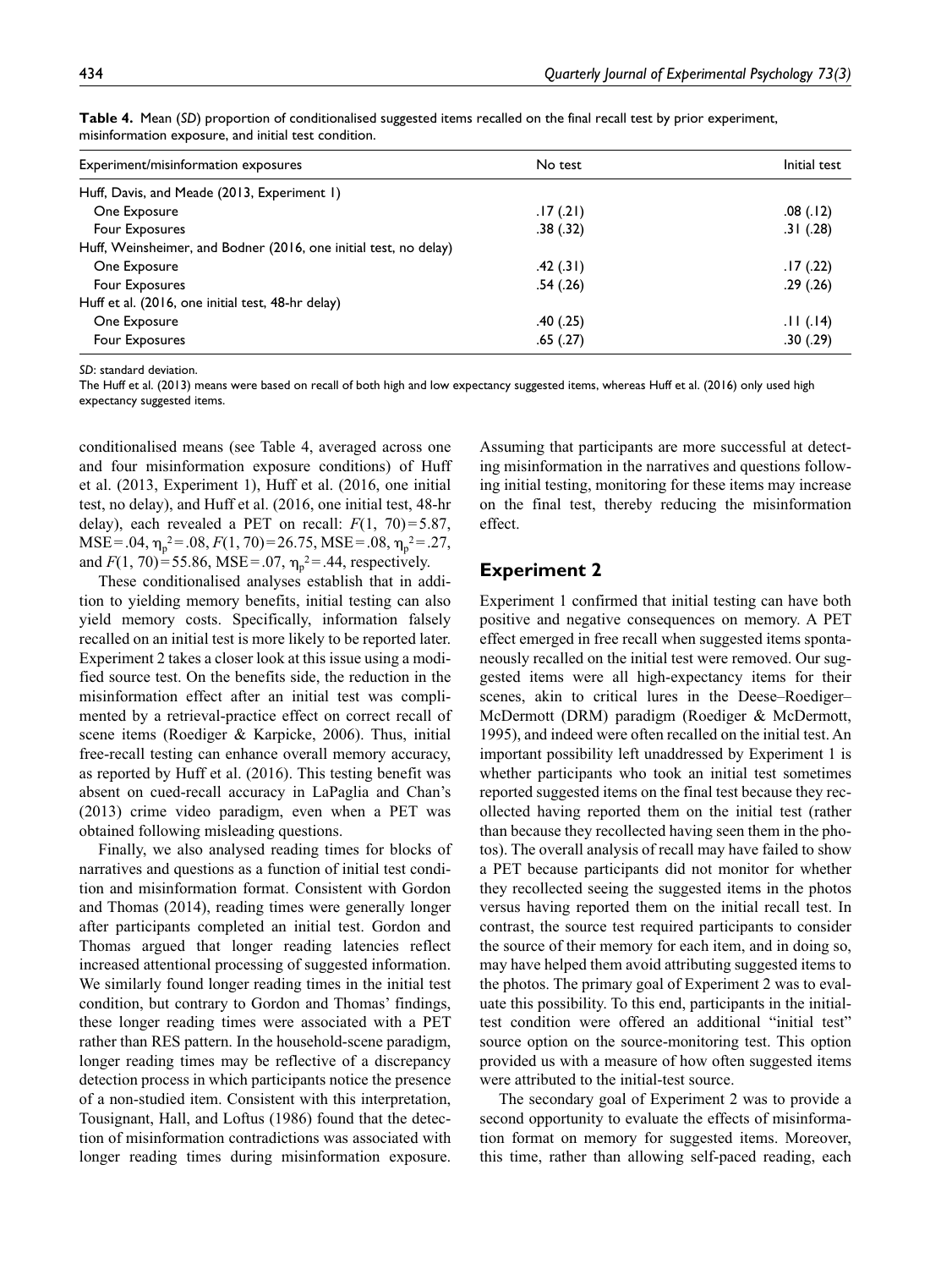**Table 4.** Mean (*SD*) proportion of conditionalised suggested items recalled on the final recall test by prior experiment, misinformation exposure, and initial test condition.

| Experiment/misinformation exposures | No test | Initial test |
|---|---|---|
| Huff, Davis, and Meade (2013, Experiment 1) | | |
| One Exposure | .17 (.21) | .08 (.12) |
| Four Exposures | .38 (.32) | .31 (.28) |
| Huff, Weinsheimer, and Bodner (2016, one initial test, no delay) | | |
| One Exposure | .42 (.31) | .17 (.22) |
| Four Exposures | .54 (.26) | .29 (.26) |
| Huff et al. (2016, one initial test, 48-hr delay) | | |
| One Exposure | .40 (.25) | .11 (.14) |
| Four Exposures | .65 (.27) | .30 (.29) |

*SD*: standard deviation.

The Huff et al. (2013) means were based on recall of both high and low expectancy suggested items, whereas Huff et al. (2016) only used high expectancy suggested items.

conditionalised means (see Table 4, averaged across one and four misinformation exposure conditions) of Huff et al. (2013, Experiment 1), Huff et al. (2016, one initial test, no delay), and Huff et al. (2016, one initial test, 48-hr delay), each revealed a PET on recall: $F(1, 70) = 5.87$, $MSE = .04$, $\eta_p^2 = .08$, $F(1, 70) = 26.75$, $MSE = .08$, $\eta_p^2 = .27$, and $F(1, 70) = 55.86$, $MSE = .07$, $\eta_p^2 = .44$, respectively.

These conditionalised analyses establish that in addition to yielding memory benefits, initial testing can also yield memory costs. Specifically, information falsely recalled on an initial test is more likely to be reported later. Experiment 2 takes a closer look at this issue using a modified source test. On the benefits side, the reduction in the misinformation effect after an initial test was complimented by a retrieval-practice effect on correct recall of scene items (Roediger & Karpicke, 2006). Thus, initial free-recall testing can enhance overall memory accuracy, as reported by Huff et al. (2016). This testing benefit was absent on cued-recall accuracy in LaPaglia and Chan's (2013) crime video paradigm, even when a PET was obtained following misleading questions.

Finally, we also analysed reading times for blocks of narratives and questions as a function of initial test condition and misinformation format. Consistent with Gordon and Thomas (2014), reading times were generally longer after participants completed an initial test. Gordon and Thomas argued that longer reading latencies reflect increased attentional processing of suggested information. We similarly found longer reading times in the initial test condition, but contrary to Gordon and Thomas' findings, these longer reading times were associated with a PET rather than RES pattern. In the household-scene paradigm, longer reading times may be reflective of a discrepancy detection process in which participants notice the presence of a non-studied item. Consistent with this interpretation, Tousignant, Hall, and Loftus (1986) found that the detection of misinformation contradictions was associated with longer reading times during misinformation exposure. Assuming that participants are more successful at detecting misinformation in the narratives and questions following initial testing, monitoring for these items may increase on the final test, thereby reducing the misinformation effect.

## Experiment 2

Experiment 1 confirmed that initial testing can have both positive and negative consequences on memory. A PET effect emerged in free recall when suggested items spontaneously recalled on the initial test were removed. Our suggested items were all high-expectancy items for their scenes, akin to critical lures in the Deese–Roediger–McDermott (DRM) paradigm (Roediger & McDermott, 1995), and indeed were often recalled on the initial test. An important possibility left unaddressed by Experiment 1 is whether participants who took an initial test sometimes reported suggested items on the final test because they recollected having reported them on the initial test (rather than because they recollected having seen them in the photos). The overall analysis of recall may have failed to show a PET because participants did not monitor for whether they recollected seeing the suggested items in the photos versus having reported them on the initial recall test. In contrast, the source test required participants to consider the source of their memory for each item, and in doing so, may have helped them avoid attributing suggested items to the photos. The primary goal of Experiment 2 was to evaluate this possibility. To this end, participants in the initial-test condition were offered an additional "initial test" source option on the source-monitoring test. This option provided us with a measure of how often suggested items were attributed to the initial-test source.

The secondary goal of Experiment 2 was to provide a second opportunity to evaluate the effects of misinformation format on memory for suggested items. Moreover, this time, rather than allowing self-paced reading, each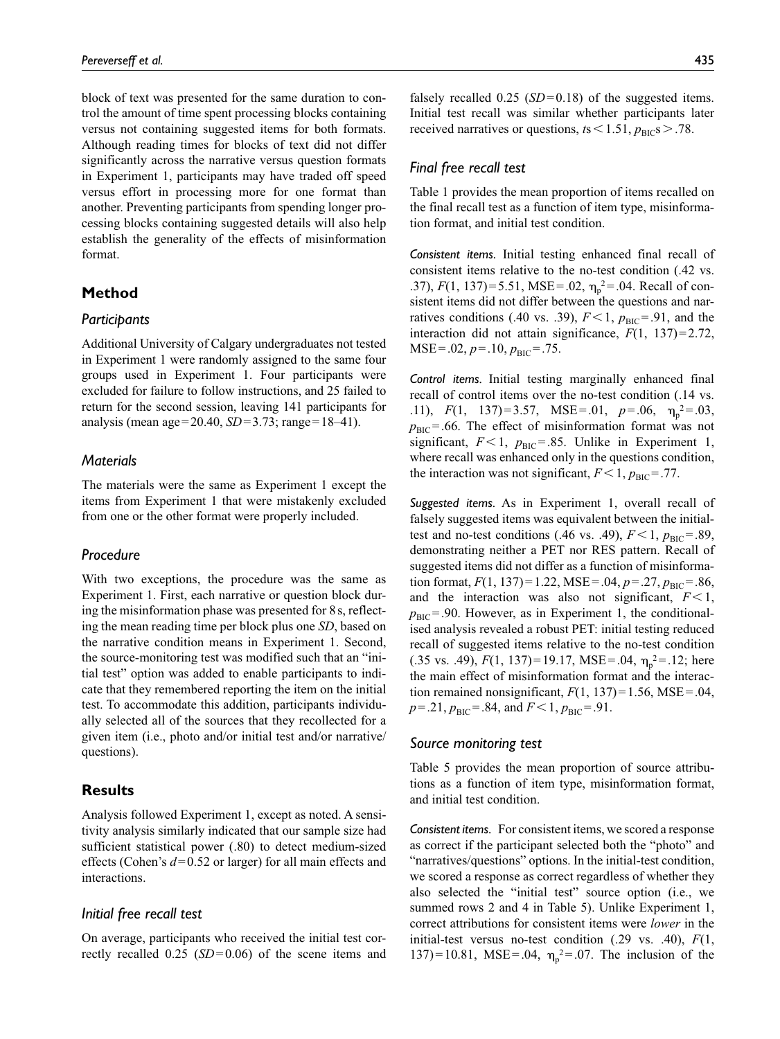block of text was presented for the same duration to control the amount of time spent processing blocks containing versus not containing suggested items for both formats. Although reading times for blocks of text did not differ significantly across the narrative versus question formats in Experiment 1, participants may have traded off speed versus effort in processing more for one format than another. Preventing participants from spending longer processing blocks containing suggested details will also help establish the generality of the effects of misinformation format.

## Method

### Participants

Additional University of Calgary undergraduates not tested in Experiment 1 were randomly assigned to the same four groups used in Experiment 1. Four participants were excluded for failure to follow instructions, and 25 failed to return for the second session, leaving 141 participants for analysis (mean age = 20.40, $SD$ = 3.73; range = 18–41).

### Materials

The materials were the same as Experiment 1 except the items from Experiment 1 that were mistakenly excluded from one or the other format were properly included.

### Procedure

With two exceptions, the procedure was the same as Experiment 1. First, each narrative or question block during the misinformation phase was presented for 8 s, reflecting the mean reading time per block plus one $SD$, based on the narrative condition means in Experiment 1. Second, the source-monitoring test was modified such that an "initial test" option was added to enable participants to indicate that they remembered reporting the item on the initial test. To accommodate this addition, participants individually selected all of the sources that they recollected for a given item (i.e., photo and/or initial test and/or narrative/questions).

## Results

Analysis followed Experiment 1, except as noted. A sensitivity analysis similarly indicated that our sample size had sufficient statistical power (.80) to detect medium-sized effects (Cohen's $d$ = 0.52 or larger) for all main effects and interactions.

### Initial free recall test

On average, participants who received the initial test correctly recalled 0.25 ($SD$ = 0.06) of the scene items and falsely recalled 0.25 ($SD$ = 0.18) of the suggested items. Initial test recall was similar whether participants later received narratives or questions, $t$s < 1.51, $p_{BIC}$s > .78.

### Final free recall test

Table 1 provides the mean proportion of items recalled on the final recall test as a function of item type, misinformation format, and initial test condition.

*Consistent items.* Initial testing enhanced final recall of consistent items relative to the no-test condition (.42 vs. .37), $F(1, 137) = 5.51$, MSE = .02, $\eta_p^2 = .04$. Recall of consistent items did not differ between the questions and narratives conditions (.40 vs. .39), $F < 1$, $p_{BIC} = .91$, and the interaction did not attain significance, $F(1, 137) = 2.72$, MSE = .02, $p = .10$, $p_{BIC} = .75$.

*Control items.* Initial testing marginally enhanced final recall of control items over the no-test condition (.14 vs. .11), $F(1, 137) = 3.57$, MSE = .01, $p = .06$, $\eta_p^2 = .03$, $p_{BIC} = .66$. The effect of misinformation format was not significant, $F < 1$, $p_{BIC} = .85$. Unlike in Experiment 1, where recall was enhanced only in the questions condition, the interaction was not significant, $F < 1$, $p_{BIC} = .77$.

*Suggested items.* As in Experiment 1, overall recall of falsely suggested items was equivalent between the initial-test and no-test conditions (.46 vs. .49), $F < 1$, $p_{BIC} = .89$, demonstrating neither a PET nor RES pattern. Recall of suggested items did not differ as a function of misinformation format, $F(1, 137) = 1.22$, MSE = .04, $p = .27$, $p_{BIC} = .86$, and the interaction was also not significant, $F < 1$, $p_{BIC} = .90$. However, as in Experiment 1, the conditionalised analysis revealed a robust PET: initial testing reduced recall of suggested items relative to the no-test condition (.35 vs. .49), $F(1, 137) = 19.17$, MSE = .04, $\eta_p^2 = .12$; here the main effect of misinformation format and the interaction remained nonsignificant, $F(1, 137) = 1.56$, MSE = .04, $p = .21$, $p_{BIC} = .84$, and $F < 1$, $p_{BIC} = .91$.

### Source monitoring test

Table 5 provides the mean proportion of source attributions as a function of item type, misinformation format, and initial test condition.

*Consistent items.* For consistent items, we scored a response as correct if the participant selected both the "photo" and "narratives/questions" options. In the initial-test condition, we scored a response as correct regardless of whether they also selected the "initial test" source option (i.e., we summed rows 2 and 4 in Table 5). Unlike Experiment 1, correct attributions for consistent items were *lower* in the initial-test versus no-test condition (.29 vs. .40), $F(1, 137) = 10.81$, MSE = .04, $\eta_p^2 = .07$. The inclusion of the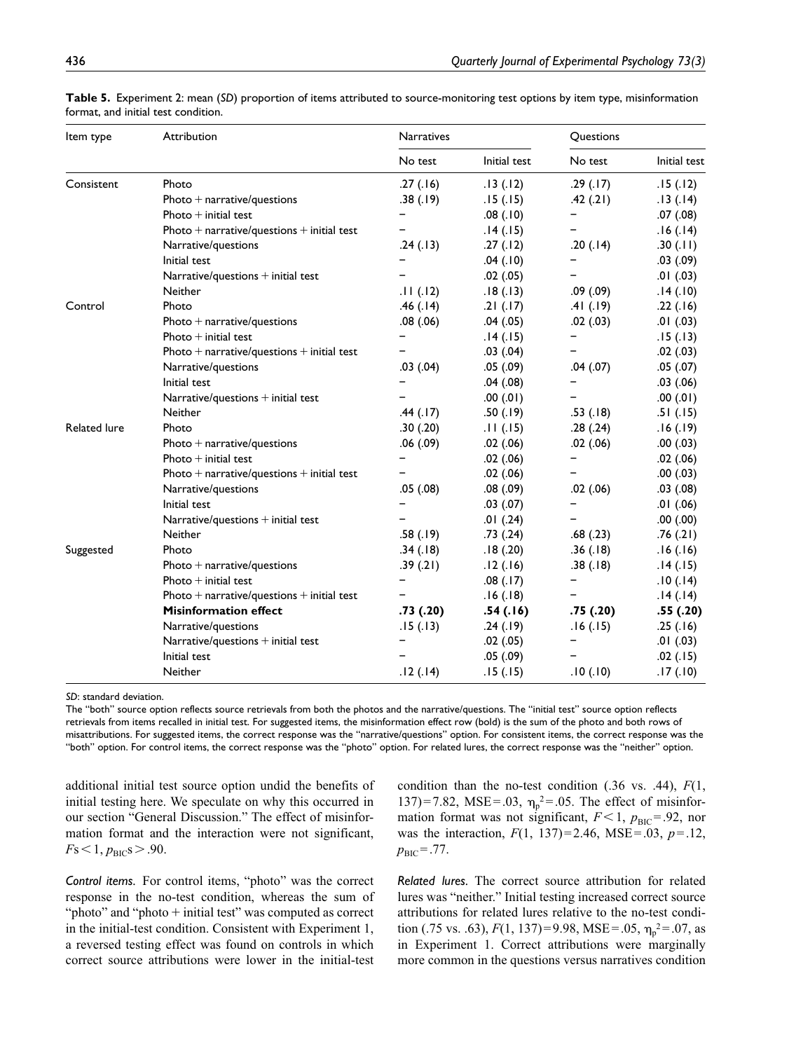**Table 5.** Experiment 2: mean (*SD*) proportion of items attributed to source-monitoring test options by item type, misinformation format, and initial test condition.

| Item type | Attribution | Narratives | | Questions | |
|---|---|---|---|---|---|
| | | No test | Initial test | No test | Initial test |
| Consistent | Photo | .27 (.16) | .13 (.12) | .29 (.17) | .15 (.12) |
| | Photo + narrative/questions | .38 (.19) | .15 (.15) | .42 (.21) | .13 (.14) |
| | Photo + initial test | – | .08 (.10) | – | .07 (.08) |
| | Photo + narrative/questions + initial test | – | .14 (.15) | – | .16 (.14) |
| | Narrative/questions | .24 (.13) | .27 (.12) | .20 (.14) | .30 (.11) |
| | Initial test | – | .04 (.10) | – | .03 (.09) |
| | Narrative/questions + initial test | – | .02 (.05) | – | .01 (.03) |
| | Neither | .11 (.12) | .18 (.13) | .09 (.09) | .14 (.10) |
| Control | Photo | .46 (.14) | .21 (.17) | .41 (.19) | .22 (.16) |
| | Photo + narrative/questions | .08 (.06) | .04 (.05) | .02 (.03) | .01 (.03) |
| | Photo + initial test | – | .14 (.15) | – | .15 (.13) |
| | Photo + narrative/questions + initial test | – | .03 (.04) | – | .02 (.03) |
| | Narrative/questions | .03 (.04) | .05 (.09) | .04 (.07) | .05 (.07) |
| | Initial test | – | .04 (.08) | – | .03 (.06) |
| | Narrative/questions + initial test | – | .00 (.01) | – | .00 (.01) |
| | Neither | .44 (.17) | .50 (.19) | .53 (.18) | .51 (.15) |
| Related lure | Photo | .30 (.20) | .11 (.15) | .28 (.24) | .16 (.19) |
| | Photo + narrative/questions | .06 (.09) | .02 (.06) | .02 (.06) | .00 (.03) |
| | Photo + initial test | – | .02 (.06) | – | .02 (.06) |
| | Photo + narrative/questions + initial test | – | .02 (.06) | – | .00 (.03) |
| | Narrative/questions | .05 (.08) | .08 (.09) | .02 (.06) | .03 (.08) |
| | Initial test | – | .03 (.07) | – | .01 (.06) |
| | Narrative/questions + initial test | – | .01 (.24) | – | .00 (.00) |
| | Neither | .58 (.19) | .73 (.24) | .68 (.23) | .76 (.21) |
| Suggested | Photo | .34 (.18) | .18 (.20) | .36 (.18) | .16 (.16) |
| | Photo + narrative/questions | .39 (.21) | .12 (.16) | .38 (.18) | .14 (.15) |
| | Photo + initial test | – | .08 (.17) | – | .10 (.14) |
| | Photo + narrative/questions + initial test | – | .16 (.18) | – | .14 (.14) |
| | **Misinformation effect** | **.73 (.20)** | **.54 (.16)** | **.75 (.20)** | **.55 (.20)** |
| | Narrative/questions | .15 (.13) | .24 (.19) | .16 (.15) | .25 (.16) |
| | Narrative/questions + initial test | – | .02 (.05) | – | .01 (.03) |
| | Initial test | – | .05 (.09) | – | .02 (.15) |
| | Neither | .12 (.14) | .15 (.15) | .10 (.10) | .17 (.10) |

*SD*: standard deviation.

The "both" source option reflects source retrievals from both the photos and the narrative/questions. The "initial test" source option reflects retrievals from items recalled in initial test. For suggested items, the misinformation effect row (bold) is the sum of the photo and both rows of misattributions. For suggested items, the correct response was the "narrative/questions" option. For consistent items, the correct response was the "both" option. For control items, the correct response was the "photo" option. For related lures, the correct response was the "neither" option.

additional initial test source option undid the benefits of initial testing here. We speculate on why this occurred in our section "General Discussion." The effect of misinformation format and the interaction were not significant, $Fs < 1$, $p_{BIC}s > .90$.

*Control items.* For control items, "photo" was the correct response in the no-test condition, whereas the sum of "photo" and "photo + initial test" was computed as correct in the initial-test condition. Consistent with Experiment 1, a reversed testing effect was found on controls in which correct source attributions were lower in the initial-test condition than the no-test condition (.36 vs. .44), $F(1, 137) = 7.82$, $MSE = .03$, $\eta_p^2 = .05$. The effect of misinformation format was not significant, $F < 1$, $p_{BIC} = .92$, nor was the interaction, $F(1, 137) = 2.46$, $MSE = .03$, $p = .12$, $p_{BIC} = .77$.

*Related lures.* The correct source attribution for related lures was "neither." Initial testing increased correct source attributions for related lures relative to the no-test condition (.75 vs. .63), $F(1, 137) = 9.98$, $MSE = .05$, $\eta_p^2 = .07$, as in Experiment 1. Correct attributions were marginally more common in the questions versus narratives condition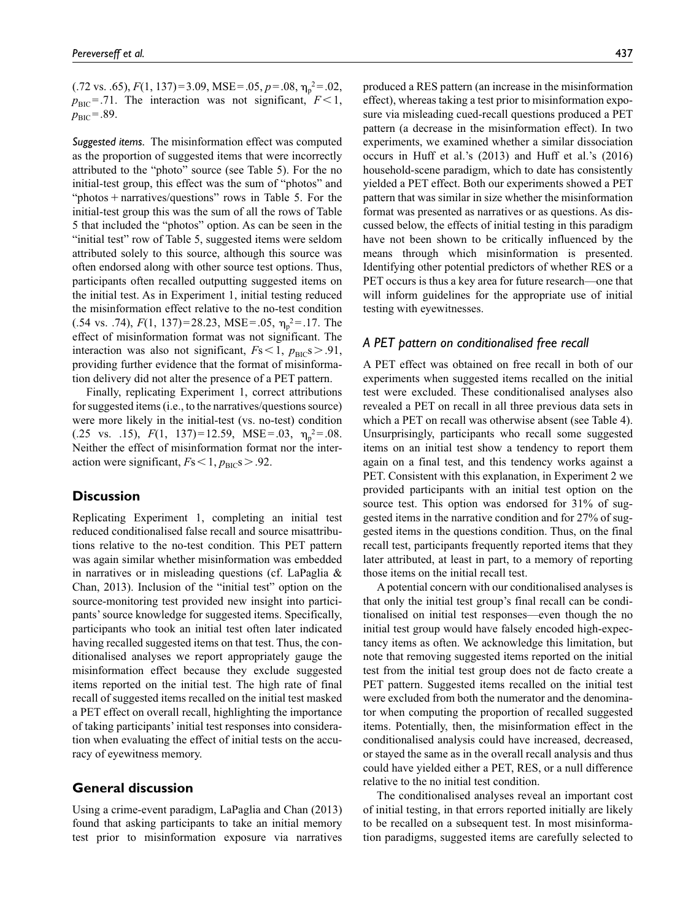(.72 vs. .65), $F(1, 137) = 3.09$, $MSE = .05$, $p = .08$, $\eta_p^2 = .02$, $p_{BIC} = .71$. The interaction was not significant, $F < 1$, $p_{BIC} = .89$.

*Suggested items.* The misinformation effect was computed as the proportion of suggested items that were incorrectly attributed to the "photo" source (see Table 5). For the no initial-test group, this effect was the sum of "photos" and "photos + narratives/questions" rows in Table 5. For the initial-test group this was the sum of all the rows of Table 5 that included the "photos" option. As can be seen in the "initial test" row of Table 5, suggested items were seldom attributed solely to this source, although this source was often endorsed along with other source test options. Thus, participants often recalled outputting suggested items on the initial test. As in Experiment 1, initial testing reduced the misinformation effect relative to the no-test condition (.54 vs. .74), $F(1, 137) = 28.23$, $MSE = .05$, $\eta_p^2 = .17$. The effect of misinformation format was not significant. The interaction was also not significant, $Fs < 1$, $p_{BIC}s > .91$, providing further evidence that the format of misinformation delivery did not alter the presence of a PET pattern.

Finally, replicating Experiment 1, correct attributions for suggested items (i.e., to the narratives/questions source) were more likely in the initial-test (vs. no-test) condition (.25 vs. .15), $F(1, 137) = 12.59$, $MSE = .03$, $\eta_p^2 = .08$. Neither the effect of misinformation format nor the interaction were significant, $Fs < 1$, $p_{BIC}s > .92$.

## Discussion

Replicating Experiment 1, completing an initial test reduced conditionalised false recall and source misattributions relative to the no-test condition. This PET pattern was again similar whether misinformation was embedded in narratives or in misleading questions (cf. LaPaglia & Chan, 2013). Inclusion of the "initial test" option on the source-monitoring test provided new insight into participants' source knowledge for suggested items. Specifically, participants who took an initial test often later indicated having recalled suggested items on that test. Thus, the conditionalised analyses we report appropriately gauge the misinformation effect because they exclude suggested items reported on the initial test. The high rate of final recall of suggested items recalled on the initial test masked a PET effect on overall recall, highlighting the importance of taking participants' initial test responses into consideration when evaluating the effect of initial tests on the accuracy of eyewitness memory.

## General discussion

Using a crime-event paradigm, LaPaglia and Chan (2013) found that asking participants to take an initial memory test prior to misinformation exposure via narratives produced a RES pattern (an increase in the misinformation effect), whereas taking a test prior to misinformation exposure via misleading cued-recall questions produced a PET pattern (a decrease in the misinformation effect). In two experiments, we examined whether a similar dissociation occurs in Huff et al.'s (2013) and Huff et al.'s (2016) household-scene paradigm, which to date has consistently yielded a PET effect. Both our experiments showed a PET pattern that was similar in size whether the misinformation format was presented as narratives or as questions. As discussed below, the effects of initial testing in this paradigm have not been shown to be critically influenced by the means through which misinformation is presented. Identifying other potential predictors of whether RES or a PET occurs is thus a key area for future research—one that will inform guidelines for the appropriate use of initial testing with eyewitnesses.

### A PET pattern on conditionalised free recall

A PET effect was obtained on free recall in both of our experiments when suggested items recalled on the initial test were excluded. These conditionalised analyses also revealed a PET on recall in all three previous data sets in which a PET on recall was otherwise absent (see Table 4). Unsurprisingly, participants who recall some suggested items on an initial test show a tendency to report them again on a final test, and this tendency works against a PET. Consistent with this explanation, in Experiment 2 we provided participants with an initial test option on the source test. This option was endorsed for 31% of suggested items in the narrative condition and for 27% of suggested items in the questions condition. Thus, on the final recall test, participants frequently reported items that they later attributed, at least in part, to a memory of reporting those items on the initial recall test.

A potential concern with our conditionalised analyses is that only the initial test group's final recall can be conditionalised on initial test responses—even though the no initial test group would have falsely encoded high-expectancy items as often. We acknowledge this limitation, but note that removing suggested items reported on the initial test from the initial test group does not de facto create a PET pattern. Suggested items recalled on the initial test were excluded from both the numerator and the denominator when computing the proportion of recalled suggested items. Potentially, then, the misinformation effect in the conditionalised analysis could have increased, decreased, or stayed the same as in the overall recall analysis and thus could have yielded either a PET, RES, or a null difference relative to the no initial test condition.

The conditionalised analyses reveal an important cost of initial testing, in that errors reported initially are likely to be recalled on a subsequent test. In most misinformation paradigms, suggested items are carefully selected to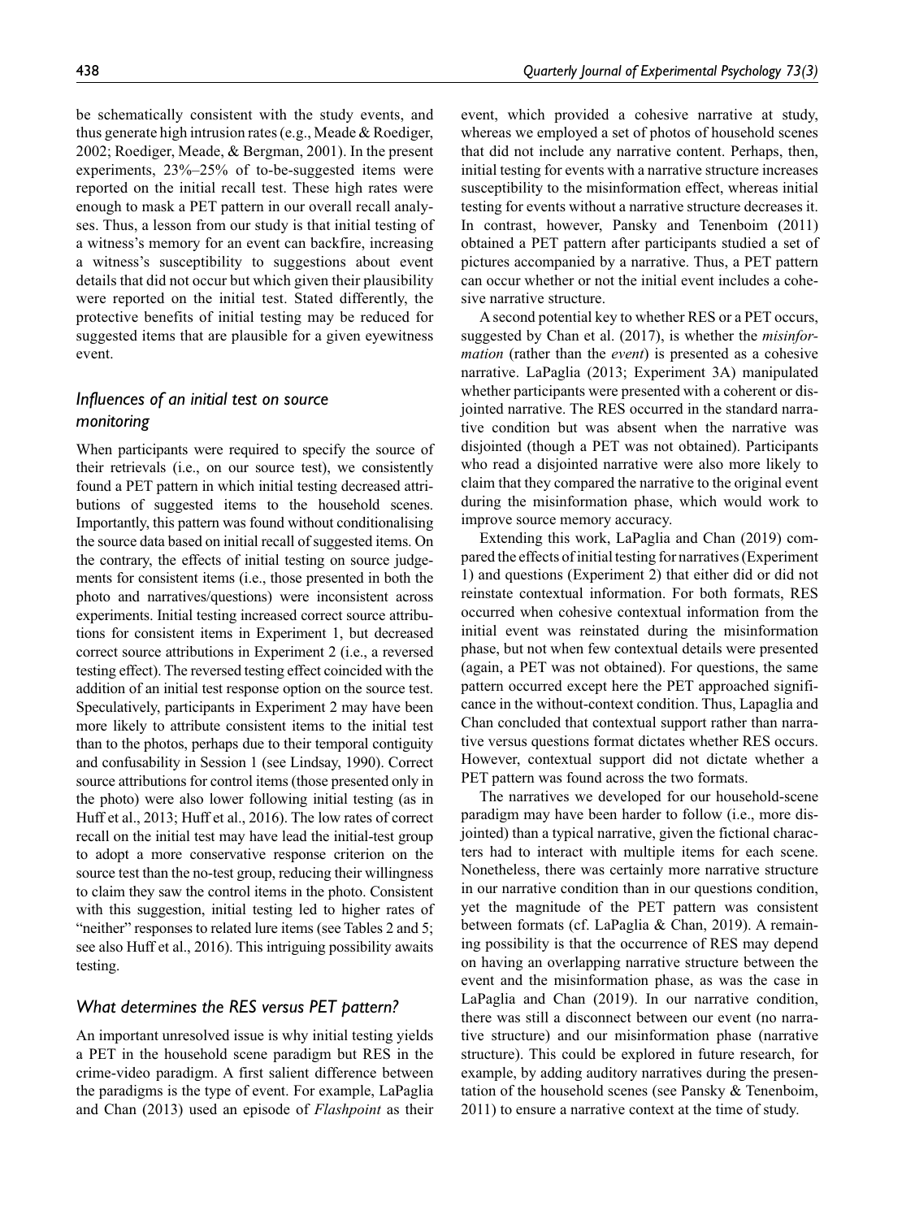be schematically consistent with the study events, and thus generate high intrusion rates (e.g., Meade & Roediger, 2002; Roediger, Meade, & Bergman, 2001). In the present experiments, 23%–25% of to-be-suggested items were reported on the initial recall test. These high rates were enough to mask a PET pattern in our overall recall analyses. Thus, a lesson from our study is that initial testing of a witness's memory for an event can backfire, increasing a witness's susceptibility to suggestions about event details that did not occur but which given their plausibility were reported on the initial test. Stated differently, the protective benefits of initial testing may be reduced for suggested items that are plausible for a given eyewitness event.

### *Influences of an initial test on source monitoring*

When participants were required to specify the source of their retrievals (i.e., on our source test), we consistently found a PET pattern in which initial testing decreased attributions of suggested items to the household scenes. Importantly, this pattern was found without conditionalising the source data based on initial recall of suggested items. On the contrary, the effects of initial testing on source judgements for consistent items (i.e., those presented in both the photo and narratives/questions) were inconsistent across experiments. Initial testing increased correct source attributions for consistent items in Experiment 1, but decreased correct source attributions in Experiment 2 (i.e., a reversed testing effect). The reversed testing effect coincided with the addition of an initial test response option on the source test. Speculatively, participants in Experiment 2 may have been more likely to attribute consistent items to the initial test than to the photos, perhaps due to their temporal contiguity and confusability in Session 1 (see Lindsay, 1990). Correct source attributions for control items (those presented only in the photo) were also lower following initial testing (as in Huff et al., 2013; Huff et al., 2016). The low rates of correct recall on the initial test may have lead the initial-test group to adopt a more conservative response criterion on the source test than the no-test group, reducing their willingness to claim they saw the control items in the photo. Consistent with this suggestion, initial testing led to higher rates of "neither" responses to related lure items (see Tables 2 and 5; see also Huff et al., 2016). This intriguing possibility awaits testing.

### *What determines the RES versus PET pattern?*

An important unresolved issue is why initial testing yields a PET in the household scene paradigm but RES in the crime-video paradigm. A first salient difference between the paradigms is the type of event. For example, LaPaglia and Chan (2013) used an episode of *Flashpoint* as their event, which provided a cohesive narrative at study, whereas we employed a set of photos of household scenes that did not include any narrative content. Perhaps, then, initial testing for events with a narrative structure increases susceptibility to the misinformation effect, whereas initial testing for events without a narrative structure decreases it. In contrast, however, Pansky and Tenenboim (2011) obtained a PET pattern after participants studied a set of pictures accompanied by a narrative. Thus, a PET pattern can occur whether or not the initial event includes a cohesive narrative structure.

A second potential key to whether RES or a PET occurs, suggested by Chan et al. (2017), is whether the *misinformation* (rather than the *event*) is presented as a cohesive narrative. LaPaglia (2013; Experiment 3A) manipulated whether participants were presented with a coherent or disjointed narrative. The RES occurred in the standard narrative condition but was absent when the narrative was disjointed (though a PET was not obtained). Participants who read a disjointed narrative were also more likely to claim that they compared the narrative to the original event during the misinformation phase, which would work to improve source memory accuracy.

Extending this work, LaPaglia and Chan (2019) compared the effects of initial testing for narratives (Experiment 1) and questions (Experiment 2) that either did or did not reinstate contextual information. For both formats, RES occurred when cohesive contextual information from the initial event was reinstated during the misinformation phase, but not when few contextual details were presented (again, a PET was not obtained). For questions, the same pattern occurred except here the PET approached significance in the without-context condition. Thus, Lapaglia and Chan concluded that contextual support rather than narrative versus questions format dictates whether RES occurs. However, contextual support did not dictate whether a PET pattern was found across the two formats.

The narratives we developed for our household-scene paradigm may have been harder to follow (i.e., more disjointed) than a typical narrative, given the fictional characters had to interact with multiple items for each scene. Nonetheless, there was certainly more narrative structure in our narrative condition than in our questions condition, yet the magnitude of the PET pattern was consistent between formats (cf. LaPaglia & Chan, 2019). A remaining possibility is that the occurrence of RES may depend on having an overlapping narrative structure between the event and the misinformation phase, as was the case in LaPaglia and Chan (2019). In our narrative condition, there was still a disconnect between our event (no narrative structure) and our misinformation phase (narrative structure). This could be explored in future research, for example, by adding auditory narratives during the presentation of the household scenes (see Pansky & Tenenboim, 2011) to ensure a narrative context at the time of study.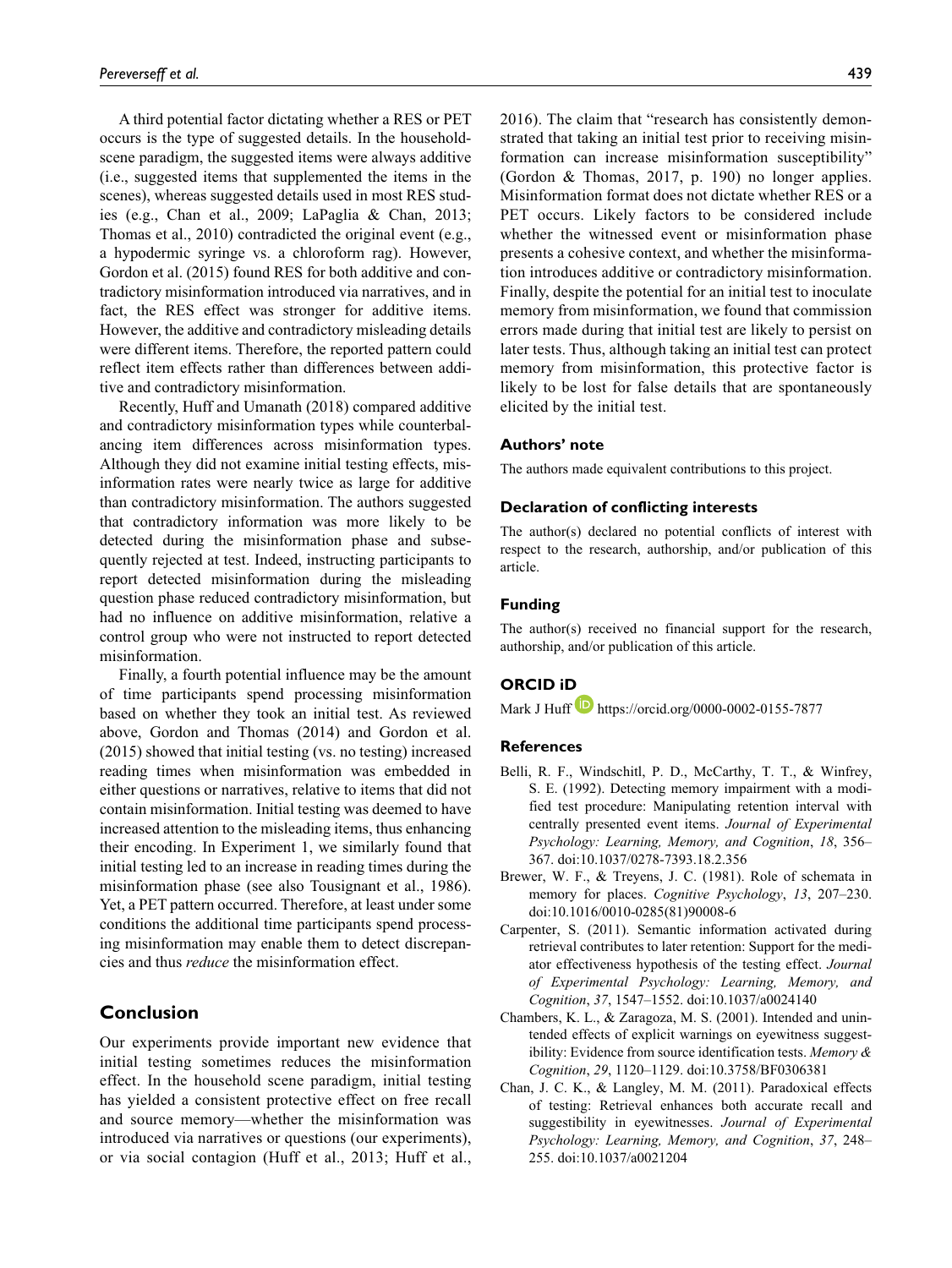A third potential factor dictating whether a RES or PET occurs is the type of suggested details. In the household-scene paradigm, the suggested items were always additive (i.e., suggested items that supplemented the items in the scenes), whereas suggested details used in most RES studies (e.g., Chan et al., 2009; LaPaglia & Chan, 2013; Thomas et al., 2010) contradicted the original event (e.g., a hypodermic syringe vs. a chloroform rag). However, Gordon et al. (2015) found RES for both additive and contradictory misinformation introduced via narratives, and in fact, the RES effect was stronger for additive items. However, the additive and contradictory misleading details were different items. Therefore, the reported pattern could reflect item effects rather than differences between additive and contradictory misinformation.

Recently, Huff and Umanath (2018) compared additive and contradictory misinformation types while counterbalancing item differences across misinformation types. Although they did not examine initial testing effects, misinformation rates were nearly twice as large for additive than contradictory misinformation. The authors suggested that contradictory information was more likely to be detected during the misinformation phase and subsequently rejected at test. Indeed, instructing participants to report detected misinformation during the misleading question phase reduced contradictory misinformation, but had no influence on additive misinformation, relative a control group who were not instructed to report detected misinformation.

Finally, a fourth potential influence may be the amount of time participants spend processing misinformation based on whether they took an initial test. As reviewed above, Gordon and Thomas (2014) and Gordon et al. (2015) showed that initial testing (vs. no testing) increased reading times when misinformation was embedded in either questions or narratives, relative to items that did not contain misinformation. Initial testing was deemed to have increased attention to the misleading items, thus enhancing their encoding. In Experiment 1, we similarly found that initial testing led to an increase in reading times during the misinformation phase (see also Tousignant et al., 1986). Yet, a PET pattern occurred. Therefore, at least under some conditions the additional time participants spend processing misinformation may enable them to detect discrepancies and thus *reduce* the misinformation effect.

## Conclusion

Our experiments provide important new evidence that initial testing sometimes reduces the misinformation effect. In the household scene paradigm, initial testing has yielded a consistent protective effect on free recall and source memory—whether the misinformation was introduced via narratives or questions (our experiments), or via social contagion (Huff et al., 2013; Huff et al., 2016). The claim that "research has consistently demonstrated that taking an initial test prior to receiving misinformation can increase misinformation susceptibility" (Gordon & Thomas, 2017, p. 190) no longer applies. Misinformation format does not dictate whether RES or a PET occurs. Likely factors to be considered include whether the witnessed event or misinformation phase presents a cohesive context, and whether the misinformation introduces additive or contradictory misinformation. Finally, despite the potential for an initial test to inoculate memory from misinformation, we found that commission errors made during that initial test are likely to persist on later tests. Thus, although taking an initial test can protect memory from misinformation, this protective factor is likely to be lost for false details that are spontaneously elicited by the initial test.

### Authors' note

The authors made equivalent contributions to this project.

### Declaration of conflicting interests

The author(s) declared no potential conflicts of interest with respect to the research, authorship, and/or publication of this article.

### Funding

The author(s) received no financial support for the research, authorship, and/or publication of this article.

### ORCID iD

Mark J Huff https://orcid.org/0000-0002-0155-7877

### References

- Belli, R. F., Windschitl, P. D., McCarthy, T. T., & Winfrey, S. E. (1992). Detecting memory impairment with a modified test procedure: Manipulating retention interval with centrally presented event items. *Journal of Experimental Psychology: Learning, Memory, and Cognition*, *18*, 356–367. doi:10.1037/0278-7393.18.2.356
- Brewer, W. F., & Treyens, J. C. (1981). Role of schemata in memory for places. *Cognitive Psychology*, *13*, 207–230. doi:10.1016/0010-0285(81)90008-6
- Carpenter, S. (2011). Semantic information activated during retrieval contributes to later retention: Support for the mediator effectiveness hypothesis of the testing effect. *Journal of Experimental Psychology: Learning, Memory, and Cognition*, *37*, 1547–1552. doi:10.1037/a0024140
- Chambers, K. L., & Zaragoza, M. S. (2001). Intended and unintended effects of explicit warnings on eyewitness suggestibility: Evidence from source identification tests. *Memory & Cognition*, *29*, 1120–1129. doi:10.3758/BF0306381
- Chan, J. C. K., & Langley, M. M. (2011). Paradoxical effects of testing: Retrieval enhances both accurate recall and suggestibility in eyewitnesses. *Journal of Experimental Psychology: Learning, Memory, and Cognition*, *37*, 248–255. doi:10.1037/a0021204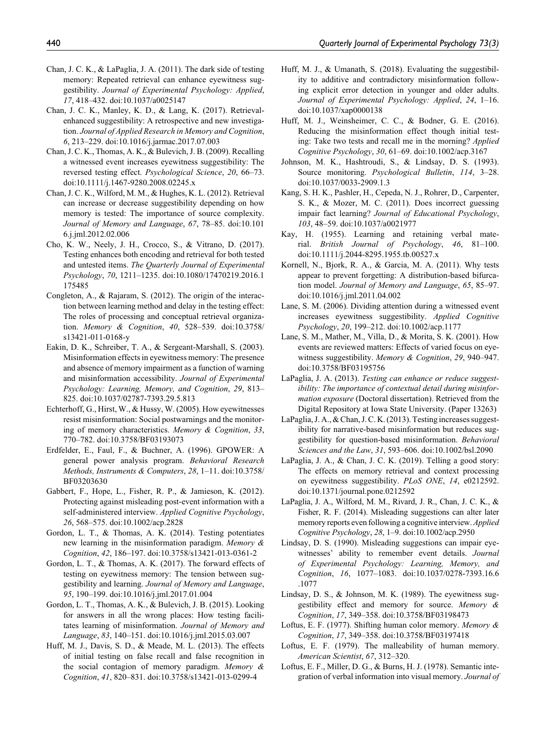Chan, J. C. K., & LaPaglia, J. A. (2011). The dark side of testing memory: Repeated retrieval can enhance eyewitness suggestibility. *Journal of Experimental Psychology: Applied*, *17*, 418–432. doi:10.1037/a0025147

Chan, J. C. K., Manley, K. D., & Lang, K. (2017). Retrieval-enhanced suggestibility: A retrospective and new investigation. *Journal of Applied Research in Memory and Cognition*, *6*, 213–229. doi:10.1016/j.jarmac.2017.07.003

Chan, J. C. K., Thomas, A. K., & Bulevich, J. B. (2009). Recalling a witnessed event increases eyewitness suggestibility: The reversed testing effect. *Psychological Science*, *20*, 66–73. doi:10.1111/j.1467-9280.2008.02245.x

Chan, J. C. K., Wilford, M. M., & Hughes, K. L. (2012). Retrieval can increase or decrease suggestibility depending on how memory is tested: The importance of source complexity. *Journal of Memory and Language*, *67*, 78–85. doi:10.1016.j.jml.2012.02.006

Cho, K. W., Neely, J. H., Crocco, S., & Vitrano, D. (2017). Testing enhances both encoding and retrieval for both tested and untested items. *The Quarterly Journal of Experimental Psychology*, *70*, 1211–1235. doi:10.1080/17470219.2016.1175485

Congleton, A., & Rajaram, S. (2012). The origin of the interaction between learning method and delay in the testing effect: The roles of processing and conceptual retrieval organization. *Memory & Cognition*, *40*, 528–539. doi:10.3758/s13421-011-0168-y

Eakin, D. K., Schreiber, T. A., & Sergeant-Marshall, S. (2003). Misinformation effects in eyewitness memory: The presence and absence of memory impairment as a function of warning and misinformation accessibility. *Journal of Experimental Psychology: Learning, Memory, and Cognition*, *29*, 813–825. doi:10.1037/02787-7393.29.5.813

Echterhoff, G., Hirst, W., & Hussy, W. (2005). How eyewitnesses resist misinformation: Social postwarnings and the monitoring of memory characteristics. *Memory & Cognition*, *33*, 770–782. doi:10.3758/BF03193073

Erdfelder, E., Faul, F., & Buchner, A. (1996). GPOWER: A general power analysis program. *Behavioral Research Methods, Instruments & Computers*, *28*, 1–11. doi:10.3758/BF03203630

Gabbert, F., Hope, L., Fisher, R. P., & Jamieson, K. (2012). Protecting against misleading post-event information with a self-administered interview. *Applied Cognitive Psychology*, *26*, 568–575. doi:10.1002/acp.2828

Gordon, L. T., & Thomas, A. K. (2014). Testing potentiates new learning in the misinformation paradigm. *Memory & Cognition*, *42*, 186–197. doi:10.3758/s13421-013-0361-2

Gordon, L. T., & Thomas, A. K. (2017). The forward effects of testing on eyewitness memory: The tension between suggestibility and learning. *Journal of Memory and Language*, *95*, 190–199. doi:10.1016/j.jml.2017.01.004

Gordon, L. T., Thomas, A. K., & Bulevich, J. B. (2015). Looking for answers in all the wrong places: How testing facilitates learning of misinformation. *Journal of Memory and Language*, *83*, 140–151. doi:10.1016/j.jml.2015.03.007

Huff, M. J., Davis, S. D., & Meade, M. L. (2013). The effects of initial testing on false recall and false recognition in the social contagion of memory paradigm. *Memory & Cognition*, *41*, 820–831. doi:10.3758/s13421-013-0299-4

Huff, M. J., & Umanath, S. (2018). Evaluating the suggestibility to additive and contradictory misinformation following explicit error detection in younger and older adults. *Journal of Experimental Psychology: Applied*, *24*, 1–16. doi:10.1037/xap0000138

Huff, M. J., Weinsheimer, C. C., & Bodner, G. E. (2016). Reducing the misinformation effect though initial testing: Take two tests and recall me in the morning? *Applied Cognitive Psychology*, *30*, 61–69. doi:10.1002/acp.3167

Johnson, M. K., Hashtroudi, S., & Lindsay, D. S. (1993). Source monitoring. *Psychological Bulletin*, *114*, 3–28. doi:10.1037/0033-2909.1.3

Kang, S. H. K., Pashler, H., Cepeda, N. J., Rohrer, D., Carpenter, S. K., & Mozer, M. C. (2011). Does incorrect guessing impair fact learning? *Journal of Educational Psychology*, *103*, 48–59. doi:10.1037/a0021977

Kay, H. (1955). Learning and retaining verbal material. *British Journal of Psychology*, *46*, 81–100. doi:10.1111/j.2044-8295.1955.tb.00527.x

Kornell, N., Bjork, R. A., & Garcia, M. A. (2011). Why tests appear to prevent forgetting: A distribution-based bifurcation model. *Journal of Memory and Language*, *65*, 85–97. doi:10.1016/j.jml.2011.04.002

Lane, S. M. (2006). Dividing attention during a witnessed event increases eyewitness suggestibility. *Applied Cognitive Psychology*, *20*, 199–212. doi:10.1002/acp.1177

Lane, S. M., Mather, M., Villa, D., & Morita, S. K. (2001). How events are reviewed matters: Effects of varied focus on eyewitness suggestibility. *Memory & Cognition*, *29*, 940–947. doi:10.3758/BF03195756

LaPaglia, J. A. (2013). *Testing can enhance or reduce suggestibility: The importance of contextual detail during misinformation exposure* (Doctoral dissertation). Retrieved from the Digital Repository at Iowa State University. (Paper 13263)

LaPaglia, J. A., & Chan, J. C. K. (2013). Testing increases suggestibility for narrative-based misinformation but reduces suggestibility for question-based misinformation. *Behavioral Sciences and the Law*, *31*, 593–606. doi:10.1002/bsl.2090

LaPaglia, J. A., & Chan, J. C. K. (2019). Telling a good story: The effects on memory retrieval and context processing on eyewitness suggestibility. *PLoS ONE*, *14*, e0212592. doi:10.1371/journal.pone.0212592

LaPaglia, J. A., Wilford, M. M., Rivard, J. R., Chan, J. C. K., & Fisher, R. F. (2014). Misleading suggestions can alter later memory reports even following a cognitive interview. *Applied Cognitive Psychology*, *28*, 1–9. doi:10.1002/acp.2950

Lindsay, D. S. (1990). Misleading suggestions can impair eyewitnesses' ability to remember event details. *Journal of Experimental Psychology: Learning, Memory, and Cognition*, *16*, 1077–1083. doi:10.1037/0278-7393.16.6.1077

Lindsay, D. S., & Johnson, M. K. (1989). The eyewitness suggestibility effect and memory for source. *Memory & Cognition*, *17*, 349–358. doi:10.3758/BF03198473

Loftus, E. F. (1977). Shifting human color memory. *Memory & Cognition*, *17*, 349–358. doi:10.3758/BF03197418

Loftus, E. F. (1979). The malleability of human memory. *American Scientist*, *67*, 312–320.

Loftus, E. F., Miller, D. G., & Burns, H. J. (1978). Semantic integration of verbal information into visual memory. *Journal of*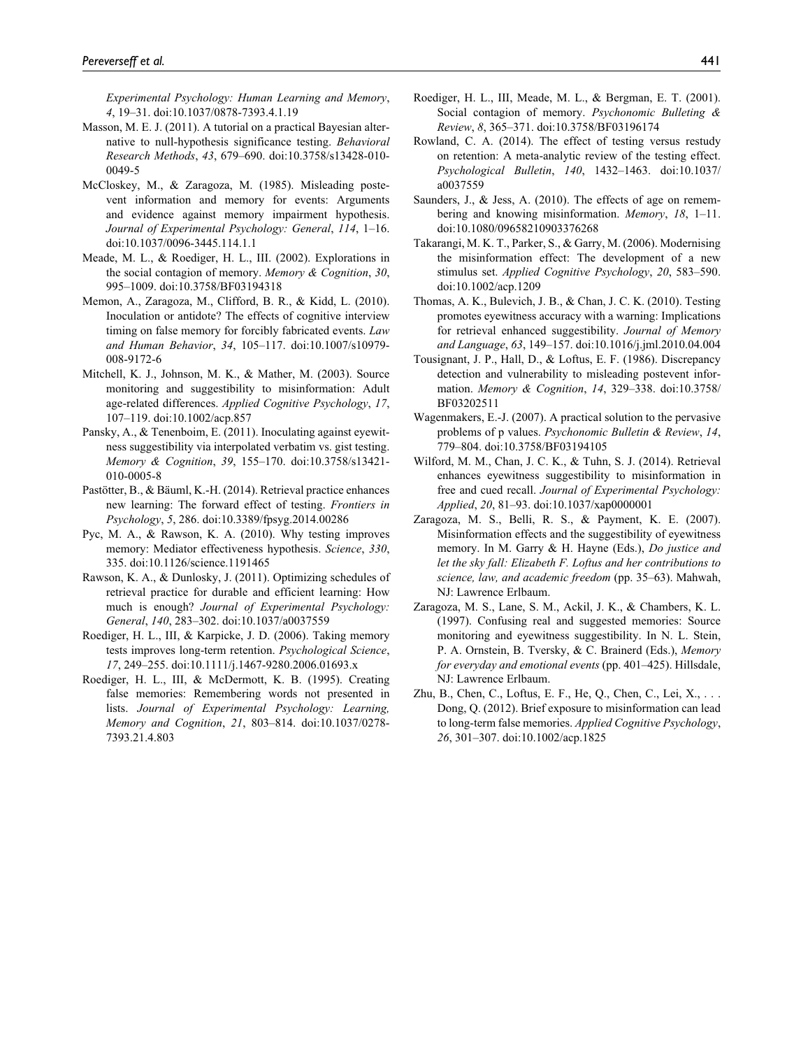*Experimental Psychology: Human Learning and Memory*, *4*, 19–31. doi:10.1037/0878-7393.4.1.19

Masson, M. E. J. (2011). A tutorial on a practical Bayesian alternative to null-hypothesis significance testing. *Behavioral Research Methods*, *43*, 679–690. doi:10.3758/s13428-010-0049-5

McCloskey, M., & Zaragoza, M. (1985). Misleading postevent information and memory for events: Arguments and evidence against memory impairment hypothesis. *Journal of Experimental Psychology: General*, *114*, 1–16. doi:10.1037/0096-3445.114.1.1

Meade, M. L., & Roediger, H. L., III. (2002). Explorations in the social contagion of memory. *Memory & Cognition*, *30*, 995–1009. doi:10.3758/BF03194318

Memon, A., Zaragoza, M., Clifford, B. R., & Kidd, L. (2010). Inoculation or antidote? The effects of cognitive interview timing on false memory for forcibly fabricated events. *Law and Human Behavior*, *34*, 105–117. doi:10.1007/s10979-008-9172-6

Mitchell, K. J., Johnson, M. K., & Mather, M. (2003). Source monitoring and suggestibility to misinformation: Adult age-related differences. *Applied Cognitive Psychology*, *17*, 107–119. doi:10.1002/acp.857

Pansky, A., & Tenenboim, E. (2011). Inoculating against eyewitness suggestibility via interpolated verbatim vs. gist testing. *Memory & Cognition*, *39*, 155–170. doi:10.3758/s13421-010-0005-8

Pastötter, B., & Bäuml, K.-H. (2014). Retrieval practice enhances new learning: The forward effect of testing. *Frontiers in Psychology*, *5*, 286. doi:10.3389/fpsyg.2014.00286

Pyc, M. A., & Rawson, K. A. (2010). Why testing improves memory: Mediator effectiveness hypothesis. *Science*, *330*, 335. doi:10.1126/science.1191465

Rawson, K. A., & Dunlosky, J. (2011). Optimizing schedules of retrieval practice for durable and efficient learning: How much is enough? *Journal of Experimental Psychology: General*, *140*, 283–302. doi:10.1037/a0037559

Roediger, H. L., III, & Karpicke, J. D. (2006). Taking memory tests improves long-term retention. *Psychological Science*, *17*, 249–255. doi:10.1111/j.1467-9280.2006.01693.x

Roediger, H. L., III, & McDermott, K. B. (1995). Creating false memories: Remembering words not presented in lists. *Journal of Experimental Psychology: Learning, Memory and Cognition*, *21*, 803–814. doi:10.1037/0278-7393.21.4.803

Roediger, H. L., III, Meade, M. L., & Bergman, E. T. (2001). Social contagion of memory. *Psychonomic Bulleting & Review*, *8*, 365–371. doi:10.3758/BF03196174

Rowland, C. A. (2014). The effect of testing versus restudy on retention: A meta-analytic review of the testing effect. *Psychological Bulletin*, *140*, 1432–1463. doi:10.1037/a0037559

Saunders, J., & Jess, A. (2010). The effects of age on remembering and knowing misinformation. *Memory*, *18*, 1–11. doi:10.1080/09658210903376268

Takarangi, M. K. T., Parker, S., & Garry, M. (2006). Modernising the misinformation effect: The development of a new stimulus set. *Applied Cognitive Psychology*, *20*, 583–590. doi:10.1002/acp.1209

Thomas, A. K., Bulevich, J. B., & Chan, J. C. K. (2010). Testing promotes eyewitness accuracy with a warning: Implications for retrieval enhanced suggestibility. *Journal of Memory and Language*, *63*, 149–157. doi:10.1016/j.jml.2010.04.004

Tousignant, J. P., Hall, D., & Loftus, E. F. (1986). Discrepancy detection and vulnerability to misleading postevent information. *Memory & Cognition*, *14*, 329–338. doi:10.3758/BF03202511

Wagenmakers, E.-J. (2007). A practical solution to the pervasive problems of p values. *Psychonomic Bulletin & Review*, *14*, 779–804. doi:10.3758/BF03194105

Wilford, M. M., Chan, J. C. K., & Tuhn, S. J. (2014). Retrieval enhances eyewitness suggestibility to misinformation in free and cued recall. *Journal of Experimental Psychology: Applied*, *20*, 81–93. doi:10.1037/xap0000001

Zaragoza, M. S., Belli, R. S., & Payment, K. E. (2007). Misinformation effects and the suggestibility of eyewitness memory. In M. Garry & H. Hayne (Eds.), *Do justice and let the sky fall: Elizabeth F. Loftus and her contributions to science, law, and academic freedom* (pp. 35–63). Mahwah, NJ: Lawrence Erlbaum.

Zaragoza, M. S., Lane, S. M., Ackil, J. K., & Chambers, K. L. (1997). Confusing real and suggested memories: Source monitoring and eyewitness suggestibility. In N. L. Stein, P. A. Ornstein, B. Tversky, & C. Brainerd (Eds.), *Memory for everyday and emotional events* (pp. 401–425). Hillsdale, NJ: Lawrence Erlbaum.

Zhu, B., Chen, C., Loftus, E. F., He, Q., Chen, C., Lei, X., . . . Dong, Q. (2012). Brief exposure to misinformation can lead to long-term false memories. *Applied Cognitive Psychology*, *26*, 301–307. doi:10.1002/acp.1825